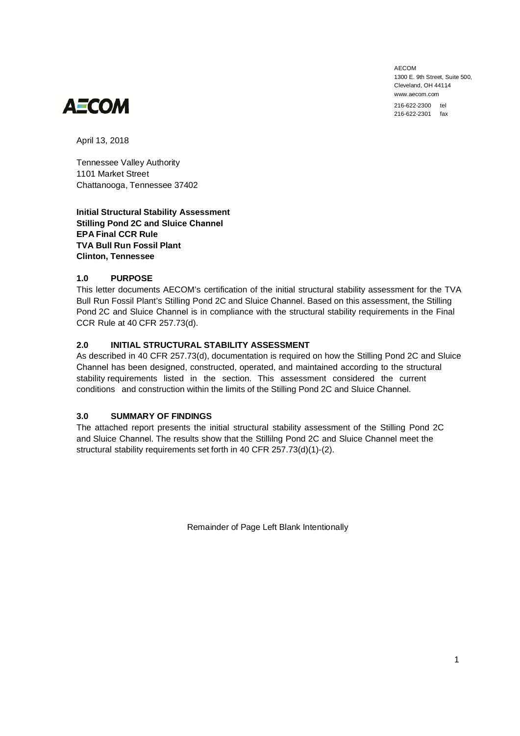AECOM
1300 E. 9th Street, Suite 500,
Cleveland, OH 44114
www.aecom.com

216-622-2300 tel
216-622-2301 fax

AECOM

April 13, 2018

Tennessee Valley Authority
1101 Market Street
Chattanooga, Tennessee 37402

**Initial Structural Stability Assessment**
**Stilling Pond 2C and Sluice Channel**
**EPA Final CCR Rule**
**TVA Bull Run Fossil Plant**
**Clinton, Tennessee**

## 1.0 PURPOSE

This letter documents AECOM's certification of the initial structural stability assessment for the TVA Bull Run Fossil Plant's Stilling Pond 2C and Sluice Channel. Based on this assessment, the Stilling Pond 2C and Sluice Channel is in compliance with the structural stability requirements in the Final CCR Rule at 40 CFR 257.73(d).

## 2.0 INITIAL STRUCTURAL STABILITY ASSESSMENT

As described in 40 CFR 257.73(d), documentation is required on how the Stilling Pond 2C and Sluice Channel has been designed, constructed, operated, and maintained according to the structural stability requirements listed in the section. This assessment considered the current conditions and construction within the limits of the Stilling Pond 2C and Sluice Channel.

## 3.0 SUMMARY OF FINDINGS

The attached report presents the initial structural stability assessment of the Stilling Pond 2C and Sluice Channel. The results show that the Stillilng Pond 2C and Sluice Channel meet the structural stability requirements set forth in 40 CFR 257.73(d)(1)-(2).

Remainder of Page Left Blank Intentionally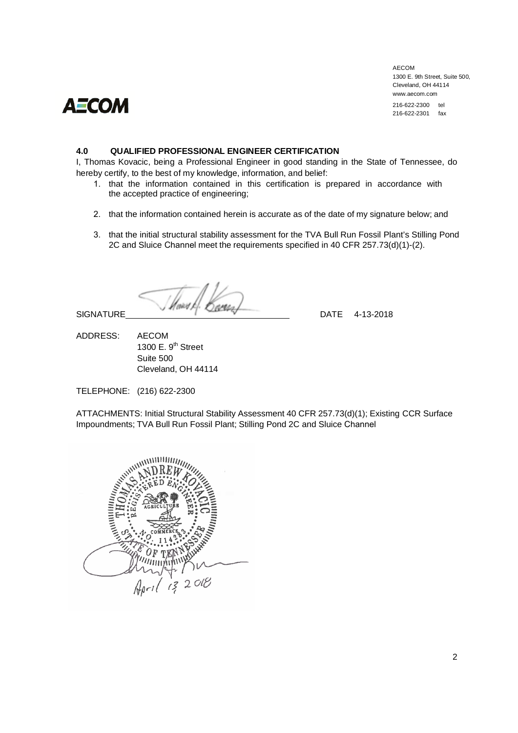AECOM
1300 E. 9th Street, Suite 500,
Cleveland, OH 44114
www.aecom.com

216-622-2300 tel
216-622-2301 fax

## 4.0 QUALIFIED PROFESSIONAL ENGINEER CERTIFICATION

I, Thomas Kovacic, being a Professional Engineer in good standing in the State of Tennessee, do hereby certify, to the best of my knowledge, information, and belief:

1. that the information contained in this certification is prepared in accordance with the accepted practice of engineering;
2. that the information contained herein is accurate as of the date of my signature below; and
3. that the initial structural stability assessment for the TVA Bull Run Fossil Plant's Stilling Pond 2C and Sluice Channel meet the requirements specified in 40 CFR 257.73(d)(1)-(2).

SIGNATURE _______________ DATE 4-13-2018

ADDRESS: AECOM
1300 E. 9th Street
Suite 500
Cleveland, OH 44114

TELEPHONE: (216) 622-2300

ATTACHMENTS: Initial Structural Stability Assessment 40 CFR 257.73(d)(1); Existing CCR Surface Impoundments; TVA Bull Run Fossil Plant; Stilling Pond 2C and Sluice Channel

THOMAS ANDREW KOVACIC
REGISTERED ENGINEER
AGRICULTURE
COMMERCE
NO. 114283
STATE OF TENNESSEE

April 13 2018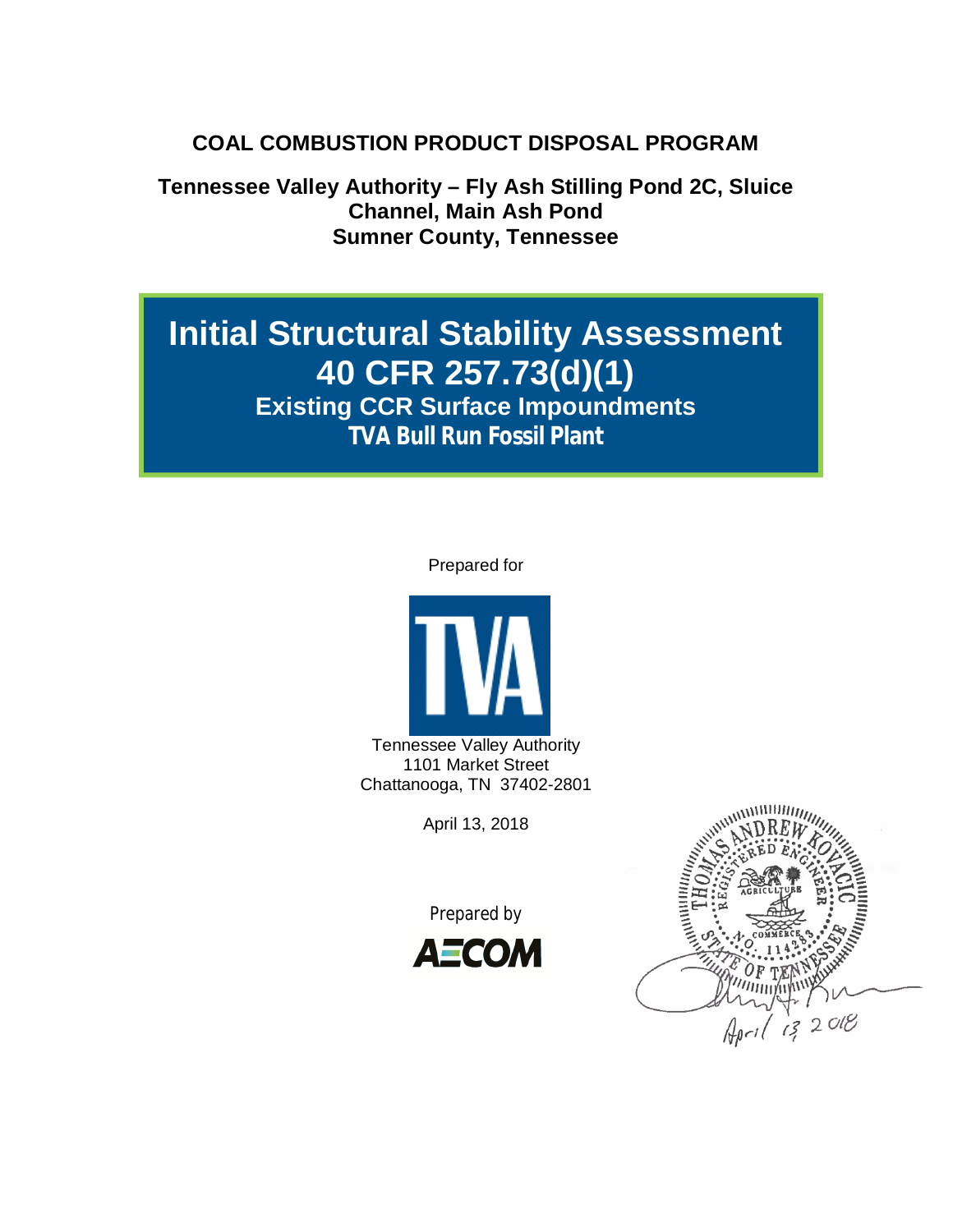**COAL COMBUSTION PRODUCT DISPOSAL PROGRAM**

**Tennessee Valley Authority – Fly Ash Stilling Pond 2C, Sluice Channel, Main Ash Pond**
**Sumner County, Tennessee**

# Initial Structural Stability Assessment 40 CFR 257.73(d)(1)

## Existing CCR Surface Impoundments

## TVA Bull Run Fossil Plant

Prepared for

Tennessee Valley Authority
1101 Market Street
Chattanooga, TN 37402-2801

April 13, 2018

Prepared by

AECOM

THOMAS ANDREW KOVACIC
REGISTERED ENGINEER
AGRICULTURE
COMMERCE
NO. 114283
STATE OF TENNESSEE

April 13 2018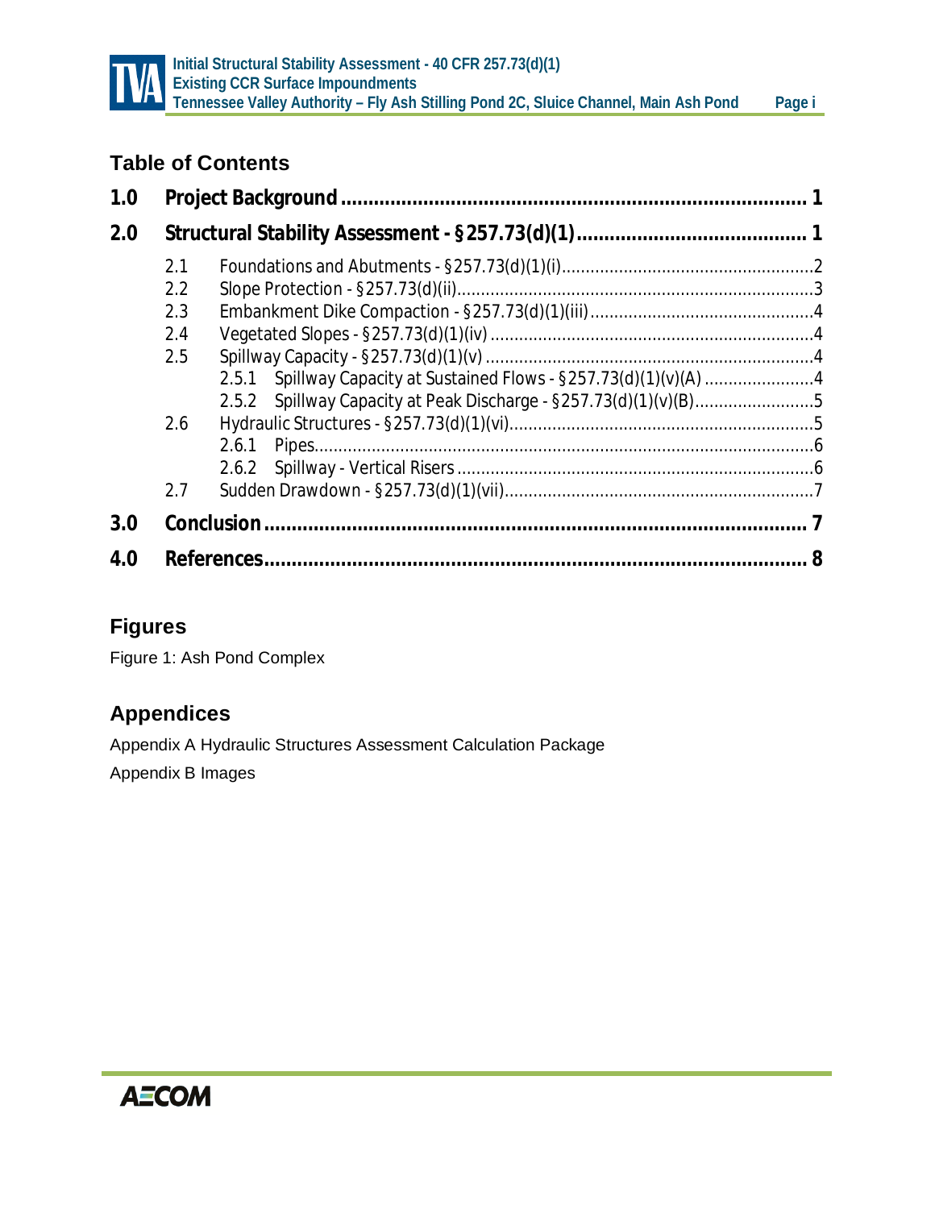## Table of Contents

| | | |
|---|---|---|
| **1.0** | **Project Background** | **1** |
| **2.0** | **Structural Stability Assessment - §257.73(d)(1)** | **1** |
| 2.1 | Foundations and Abutments - §257.73(d)(1)(i) | 2 |
| 2.2 | Slope Protection - §257.73(d)(ii) | 3 |
| 2.3 | Embankment Dike Compaction - §257.73(d)(1)(iii) | 4 |
| 2.4 | Vegetated Slopes - §257.73(d)(1)(iv) | 4 |
| 2.5 | Spillway Capacity - §257.73(d)(1)(v) | 4 |
| 2.5.1 | Spillway Capacity at Sustained Flows - §257.73(d)(1)(v)(A) | 4 |
| 2.5.2 | Spillway Capacity at Peak Discharge - §257.73(d)(1)(v)(B) | 5 |
| 2.6 | Hydraulic Structures - §257.73(d)(1)(vi) | 5 |
| 2.6.1 | Pipes | 6 |
| 2.6.2 | Spillway - Vertical Risers | 6 |
| 2.7 | Sudden Drawdown - §257.73(d)(1)(vii) | 7 |
| **3.0** | **Conclusion** | **7** |
| **4.0** | **References** | **8** |

## Figures

Figure 1: Ash Pond Complex

## Appendices

Appendix A Hydraulic Structures Assessment Calculation Package

Appendix B Images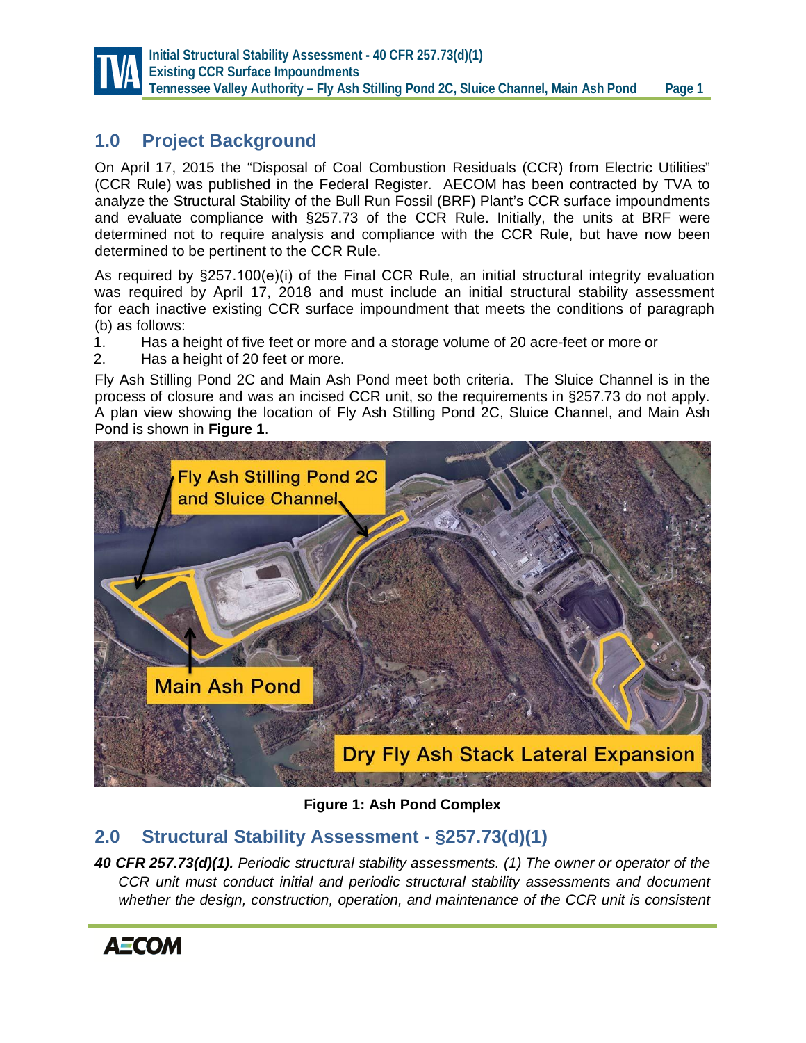## 1.0 Project Background

On April 17, 2015 the "Disposal of Coal Combustion Residuals (CCR) from Electric Utilities" (CCR Rule) was published in the Federal Register. AECOM has been contracted by TVA to analyze the Structural Stability of the Bull Run Fossil (BRF) Plant's CCR surface impoundments and evaluate compliance with §257.73 of the CCR Rule. Initially, the units at BRF were determined not to require analysis and compliance with the CCR Rule, but have now been determined to be pertinent to the CCR Rule.

As required by §257.100(e)(i) of the Final CCR Rule, an initial structural integrity evaluation was required by April 17, 2018 and must include an initial structural stability assessment for each inactive existing CCR surface impoundment that meets the conditions of paragraph (b) as follows:

1. Has a height of five feet or more and a storage volume of 20 acre-feet or more or
2. Has a height of 20 feet or more.

Fly Ash Stilling Pond 2C and Main Ash Pond meet both criteria. The Sluice Channel is in the process of closure and was an incised CCR unit, so the requirements in §257.73 do not apply. A plan view showing the location of Fly Ash Stilling Pond 2C, Sluice Channel, and Main Ash Pond is shown in **Figure 1**.

**Figure 1: Ash Pond Complex**

## 2.0 Structural Stability Assessment - §257.73(d)(1)

***40 CFR 257.73(d)(1).*** *Periodic structural stability assessments. (1) The owner or operator of the CCR unit must conduct initial and periodic structural stability assessments and document whether the design, construction, operation, and maintenance of the CCR unit is consistent*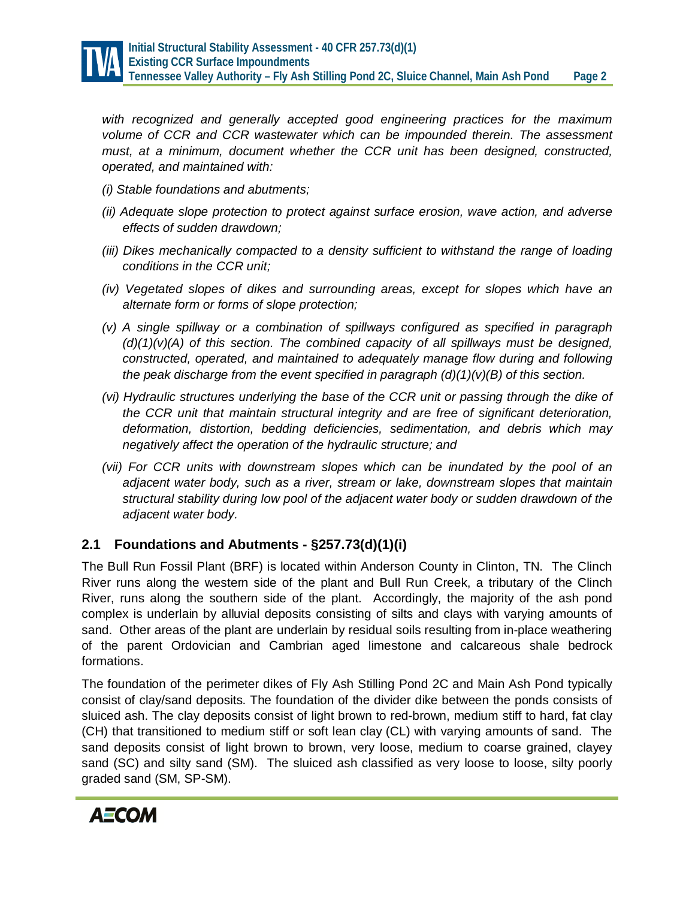*with recognized and generally accepted good engineering practices for the maximum volume of CCR and CCR wastewater which can be impounded therein. The assessment must, at a minimum, document whether the CCR unit has been designed, constructed, operated, and maintained with:*

*(i) Stable foundations and abutments;*

*(ii) Adequate slope protection to protect against surface erosion, wave action, and adverse effects of sudden drawdown;*

*(iii) Dikes mechanically compacted to a density sufficient to withstand the range of loading conditions in the CCR unit;*

*(iv) Vegetated slopes of dikes and surrounding areas, except for slopes which have an alternate form or forms of slope protection;*

*(v) A single spillway or a combination of spillways configured as specified in paragraph (d)(1)(v)(A) of this section. The combined capacity of all spillways must be designed, constructed, operated, and maintained to adequately manage flow during and following the peak discharge from the event specified in paragraph (d)(1)(v)(B) of this section.*

*(vi) Hydraulic structures underlying the base of the CCR unit or passing through the dike of the CCR unit that maintain structural integrity and are free of significant deterioration, deformation, distortion, bedding deficiencies, sedimentation, and debris which may negatively affect the operation of the hydraulic structure; and*

*(vii) For CCR units with downstream slopes which can be inundated by the pool of an adjacent water body, such as a river, stream or lake, downstream slopes that maintain structural stability during low pool of the adjacent water body or sudden drawdown of the adjacent water body.*

## 2.1 Foundations and Abutments - §257.73(d)(1)(i)

The Bull Run Fossil Plant (BRF) is located within Anderson County in Clinton, TN. The Clinch River runs along the western side of the plant and Bull Run Creek, a tributary of the Clinch River, runs along the southern side of the plant. Accordingly, the majority of the ash pond complex is underlain by alluvial deposits consisting of silts and clays with varying amounts of sand. Other areas of the plant are underlain by residual soils resulting from in-place weathering of the parent Ordovician and Cambrian aged limestone and calcareous shale bedrock formations.

The foundation of the perimeter dikes of Fly Ash Stilling Pond 2C and Main Ash Pond typically consist of clay/sand deposits. The foundation of the divider dike between the ponds consists of sluiced ash. The clay deposits consist of light brown to red-brown, medium stiff to hard, fat clay (CH) that transitioned to medium stiff or soft lean clay (CL) with varying amounts of sand. The sand deposits consist of light brown to brown, very loose, medium to coarse grained, clayey sand (SC) and silty sand (SM). The sluiced ash classified as very loose to loose, silty poorly graded sand (SM, SP-SM).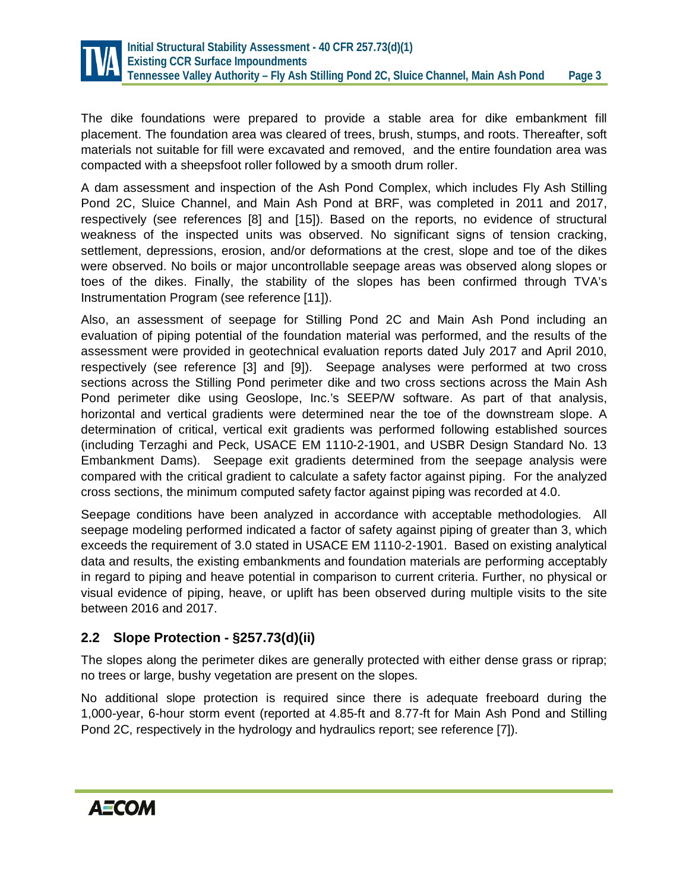The dike foundations were prepared to provide a stable area for dike embankment fill placement. The foundation area was cleared of trees, brush, stumps, and roots. Thereafter, soft materials not suitable for fill were excavated and removed, and the entire foundation area was compacted with a sheepsfoot roller followed by a smooth drum roller.

A dam assessment and inspection of the Ash Pond Complex, which includes Fly Ash Stilling Pond 2C, Sluice Channel, and Main Ash Pond at BRF, was completed in 2011 and 2017, respectively (see references [8] and [15]). Based on the reports, no evidence of structural weakness of the inspected units was observed. No significant signs of tension cracking, settlement, depressions, erosion, and/or deformations at the crest, slope and toe of the dikes were observed. No boils or major uncontrollable seepage areas was observed along slopes or toes of the dikes. Finally, the stability of the slopes has been confirmed through TVA's Instrumentation Program (see reference [11]).

Also, an assessment of seepage for Stilling Pond 2C and Main Ash Pond including an evaluation of piping potential of the foundation material was performed, and the results of the assessment were provided in geotechnical evaluation reports dated July 2017 and April 2010, respectively (see reference [3] and [9]). Seepage analyses were performed at two cross sections across the Stilling Pond perimeter dike and two cross sections across the Main Ash Pond perimeter dike using Geoslope, Inc.'s SEEP/W software. As part of that analysis, horizontal and vertical gradients were determined near the toe of the downstream slope. A determination of critical, vertical exit gradients was performed following established sources (including Terzaghi and Peck, USACE EM 1110-2-1901, and USBR Design Standard No. 13 Embankment Dams). Seepage exit gradients determined from the seepage analysis were compared with the critical gradient to calculate a safety factor against piping. For the analyzed cross sections, the minimum computed safety factor against piping was recorded at 4.0.

Seepage conditions have been analyzed in accordance with acceptable methodologies. All seepage modeling performed indicated a factor of safety against piping of greater than 3, which exceeds the requirement of 3.0 stated in USACE EM 1110-2-1901. Based on existing analytical data and results, the existing embankments and foundation materials are performing acceptably in regard to piping and heave potential in comparison to current criteria. Further, no physical or visual evidence of piping, heave, or uplift has been observed during multiple visits to the site between 2016 and 2017.

## 2.2 Slope Protection - §257.73(d)(ii)

The slopes along the perimeter dikes are generally protected with either dense grass or riprap; no trees or large, bushy vegetation are present on the slopes.

No additional slope protection is required since there is adequate freeboard during the 1,000-year, 6-hour storm event (reported at 4.85-ft and 8.77-ft for Main Ash Pond and Stilling Pond 2C, respectively in the hydrology and hydraulics report; see reference [7]).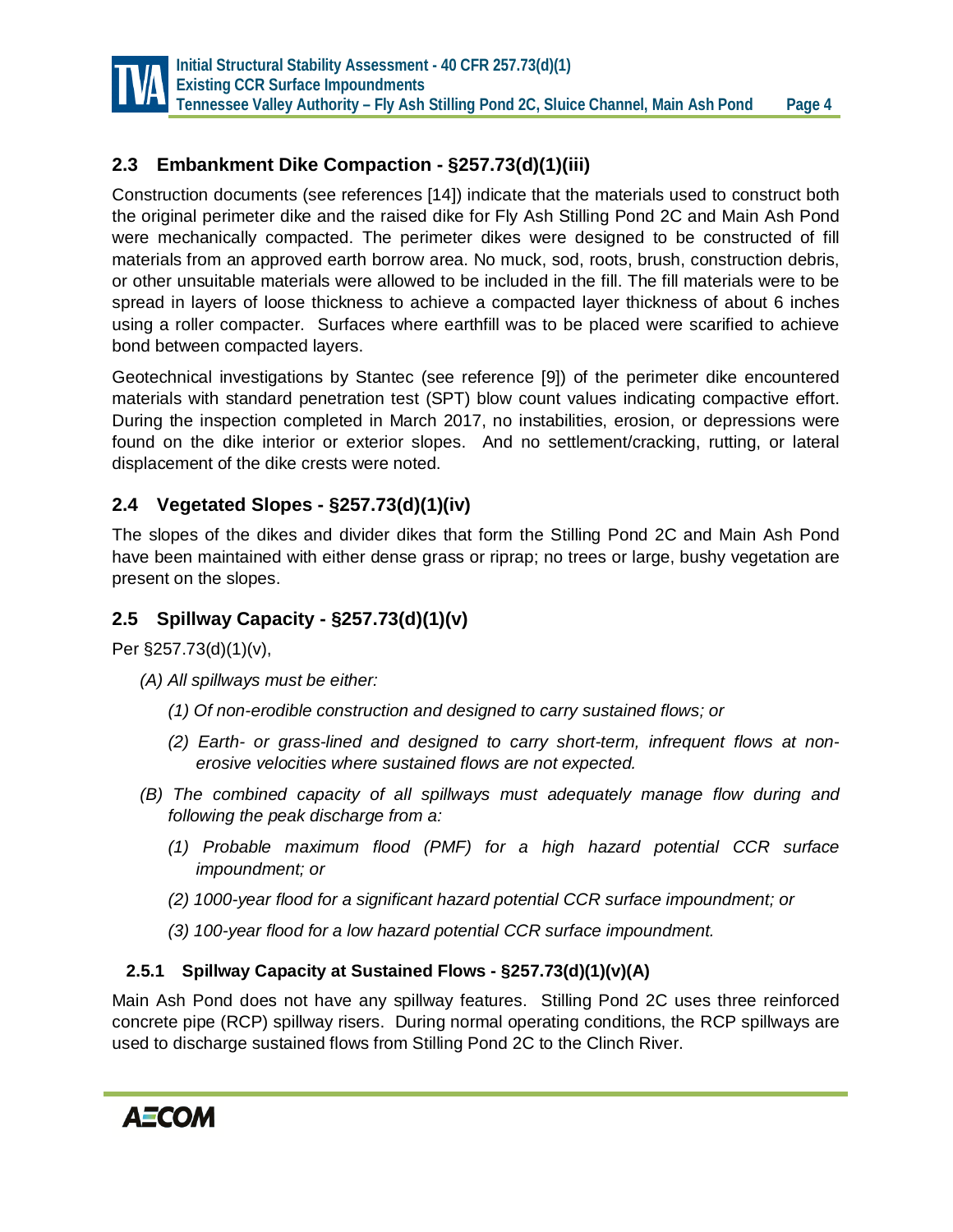## 2.3 Embankment Dike Compaction - §257.73(d)(1)(iii)

Construction documents (see references [14]) indicate that the materials used to construct both the original perimeter dike and the raised dike for Fly Ash Stilling Pond 2C and Main Ash Pond were mechanically compacted. The perimeter dikes were designed to be constructed of fill materials from an approved earth borrow area. No muck, sod, roots, brush, construction debris, or other unsuitable materials were allowed to be included in the fill. The fill materials were to be spread in layers of loose thickness to achieve a compacted layer thickness of about 6 inches using a roller compacter. Surfaces where earthfill was to be placed were scarified to achieve bond between compacted layers.

Geotechnical investigations by Stantec (see reference [9]) of the perimeter dike encountered materials with standard penetration test (SPT) blow count values indicating compactive effort. During the inspection completed in March 2017, no instabilities, erosion, or depressions were found on the dike interior or exterior slopes. And no settlement/cracking, rutting, or lateral displacement of the dike crests were noted.

## 2.4 Vegetated Slopes - §257.73(d)(1)(iv)

The slopes of the dikes and divider dikes that form the Stilling Pond 2C and Main Ash Pond have been maintained with either dense grass or riprap; no trees or large, bushy vegetation are present on the slopes.

## 2.5 Spillway Capacity - §257.73(d)(1)(v)

Per §257.73(d)(1)(v),

*(A) All spillways must be either:*

*(1) Of non-erodible construction and designed to carry sustained flows; or*

*(2) Earth- or grass-lined and designed to carry short-term, infrequent flows at non-erosive velocities where sustained flows are not expected.*

*(B) The combined capacity of all spillways must adequately manage flow during and following the peak discharge from a:*

*(1) Probable maximum flood (PMF) for a high hazard potential CCR surface impoundment; or*

*(2) 1000-year flood for a significant hazard potential CCR surface impoundment; or*

*(3) 100-year flood for a low hazard potential CCR surface impoundment.*

### 2.5.1 Spillway Capacity at Sustained Flows - §257.73(d)(1)(v)(A)

Main Ash Pond does not have any spillway features. Stilling Pond 2C uses three reinforced concrete pipe (RCP) spillway risers. During normal operating conditions, the RCP spillways are used to discharge sustained flows from Stilling Pond 2C to the Clinch River.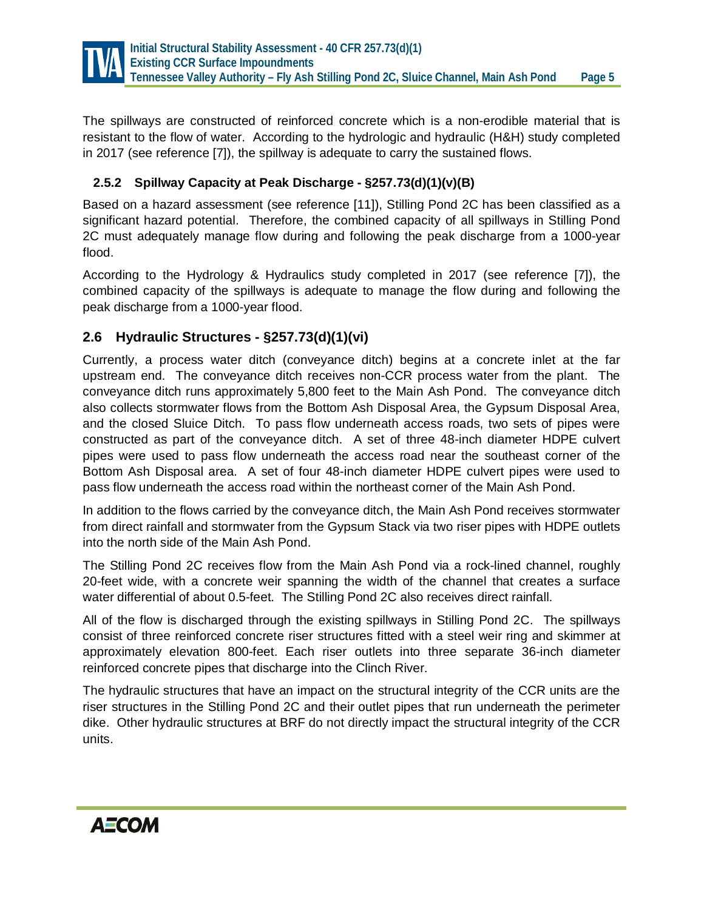The spillways are constructed of reinforced concrete which is a non-erodible material that is resistant to the flow of water. According to the hydrologic and hydraulic (H&H) study completed in 2017 (see reference [7]), the spillway is adequate to carry the sustained flows.

### 2.5.2 Spillway Capacity at Peak Discharge - §257.73(d)(1)(v)(B)

Based on a hazard assessment (see reference [11]), Stilling Pond 2C has been classified as a significant hazard potential. Therefore, the combined capacity of all spillways in Stilling Pond 2C must adequately manage flow during and following the peak discharge from a 1000-year flood.

According to the Hydrology & Hydraulics study completed in 2017 (see reference [7]), the combined capacity of the spillways is adequate to manage the flow during and following the peak discharge from a 1000-year flood.

## 2.6 Hydraulic Structures - §257.73(d)(1)(vi)

Currently, a process water ditch (conveyance ditch) begins at a concrete inlet at the far upstream end. The conveyance ditch receives non-CCR process water from the plant. The conveyance ditch runs approximately 5,800 feet to the Main Ash Pond. The conveyance ditch also collects stormwater flows from the Bottom Ash Disposal Area, the Gypsum Disposal Area, and the closed Sluice Ditch. To pass flow underneath access roads, two sets of pipes were constructed as part of the conveyance ditch. A set of three 48-inch diameter HDPE culvert pipes were used to pass flow underneath the access road near the southeast corner of the Bottom Ash Disposal area. A set of four 48-inch diameter HDPE culvert pipes were used to pass flow underneath the access road within the northeast corner of the Main Ash Pond.

In addition to the flows carried by the conveyance ditch, the Main Ash Pond receives stormwater from direct rainfall and stormwater from the Gypsum Stack via two riser pipes with HDPE outlets into the north side of the Main Ash Pond.

The Stilling Pond 2C receives flow from the Main Ash Pond via a rock-lined channel, roughly 20-feet wide, with a concrete weir spanning the width of the channel that creates a surface water differential of about 0.5-feet. The Stilling Pond 2C also receives direct rainfall.

All of the flow is discharged through the existing spillways in Stilling Pond 2C. The spillways consist of three reinforced concrete riser structures fitted with a steel weir ring and skimmer at approximately elevation 800-feet. Each riser outlets into three separate 36-inch diameter reinforced concrete pipes that discharge into the Clinch River.

The hydraulic structures that have an impact on the structural integrity of the CCR units are the riser structures in the Stilling Pond 2C and their outlet pipes that run underneath the perimeter dike. Other hydraulic structures at BRF do not directly impact the structural integrity of the CCR units.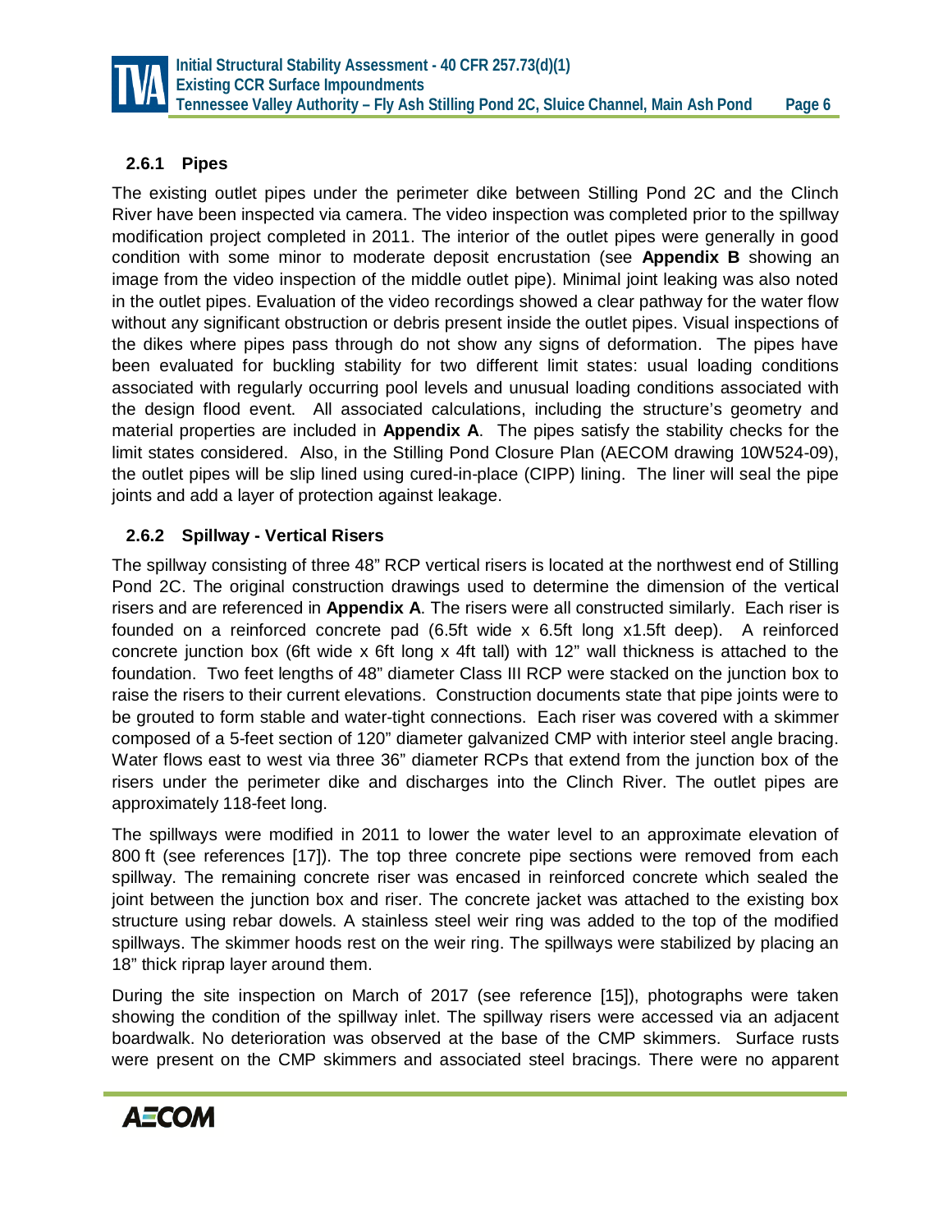### 2.6.1 Pipes

The existing outlet pipes under the perimeter dike between Stilling Pond 2C and the Clinch River have been inspected via camera. The video inspection was completed prior to the spillway modification project completed in 2011. The interior of the outlet pipes were generally in good condition with some minor to moderate deposit encrustation (see **Appendix B** showing an image from the video inspection of the middle outlet pipe). Minimal joint leaking was also noted in the outlet pipes. Evaluation of the video recordings showed a clear pathway for the water flow without any significant obstruction or debris present inside the outlet pipes. Visual inspections of the dikes where pipes pass through do not show any signs of deformation. The pipes have been evaluated for buckling stability for two different limit states: usual loading conditions associated with regularly occurring pool levels and unusual loading conditions associated with the design flood event. All associated calculations, including the structure's geometry and material properties are included in **Appendix A**. The pipes satisfy the stability checks for the limit states considered. Also, in the Stilling Pond Closure Plan (AECOM drawing 10W524-09), the outlet pipes will be slip lined using cured-in-place (CIPP) lining. The liner will seal the pipe joints and add a layer of protection against leakage.

### 2.6.2 Spillway - Vertical Risers

The spillway consisting of three 48" RCP vertical risers is located at the northwest end of Stilling Pond 2C. The original construction drawings used to determine the dimension of the vertical risers and are referenced in **Appendix A**. The risers were all constructed similarly. Each riser is founded on a reinforced concrete pad (6.5ft wide x 6.5ft long x1.5ft deep). A reinforced concrete junction box (6ft wide x 6ft long x 4ft tall) with 12" wall thickness is attached to the foundation. Two feet lengths of 48" diameter Class III RCP were stacked on the junction box to raise the risers to their current elevations. Construction documents state that pipe joints were to be grouted to form stable and water-tight connections. Each riser was covered with a skimmer composed of a 5-feet section of 120" diameter galvanized CMP with interior steel angle bracing. Water flows east to west via three 36" diameter RCPs that extend from the junction box of the risers under the perimeter dike and discharges into the Clinch River. The outlet pipes are approximately 118-feet long.

The spillways were modified in 2011 to lower the water level to an approximate elevation of 800 ft (see references [17]). The top three concrete pipe sections were removed from each spillway. The remaining concrete riser was encased in reinforced concrete which sealed the joint between the junction box and riser. The concrete jacket was attached to the existing box structure using rebar dowels. A stainless steel weir ring was added to the top of the modified spillways. The skimmer hoods rest on the weir ring. The spillways were stabilized by placing an 18" thick riprap layer around them.

During the site inspection on March of 2017 (see reference [15]), photographs were taken showing the condition of the spillway inlet. The spillway risers were accessed via an adjacent boardwalk. No deterioration was observed at the base of the CMP skimmers. Surface rusts were present on the CMP skimmers and associated steel bracings. There were no apparent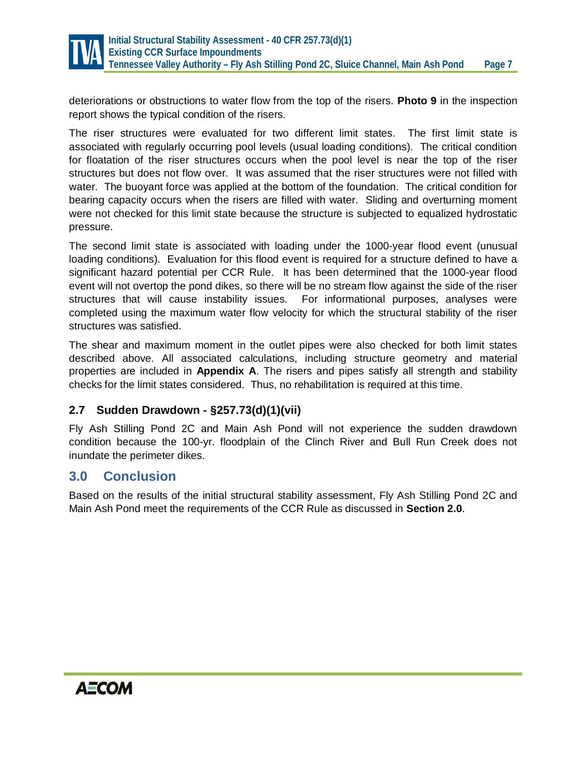deteriorations or obstructions to water flow from the top of the risers. **Photo 9** in the inspection report shows the typical condition of the risers.

The riser structures were evaluated for two different limit states. The first limit state is associated with regularly occurring pool levels (usual loading conditions). The critical condition for floatation of the riser structures occurs when the pool level is near the top of the riser structures but does not flow over. It was assumed that the riser structures were not filled with water. The buoyant force was applied at the bottom of the foundation. The critical condition for bearing capacity occurs when the risers are filled with water. Sliding and overturning moment were not checked for this limit state because the structure is subjected to equalized hydrostatic pressure.

The second limit state is associated with loading under the 1000-year flood event (unusual loading conditions). Evaluation for this flood event is required for a structure defined to have a significant hazard potential per CCR Rule. It has been determined that the 1000-year flood event will not overtop the pond dikes, so there will be no stream flow against the side of the riser structures that will cause instability issues. For informational purposes, analyses were completed using the maximum water flow velocity for which the structural stability of the riser structures was satisfied.

The shear and maximum moment in the outlet pipes were also checked for both limit states described above. All associated calculations, including structure geometry and material properties are included in **Appendix A**. The risers and pipes satisfy all strength and stability checks for the limit states considered. Thus, no rehabilitation is required at this time.

### 2.7 Sudden Drawdown - §257.73(d)(1)(vii)

Fly Ash Stilling Pond 2C and Main Ash Pond will not experience the sudden drawdown condition because the 100-yr. floodplain of the Clinch River and Bull Run Creek does not inundate the perimeter dikes.

## 3.0 Conclusion

Based on the results of the initial structural stability assessment, Fly Ash Stilling Pond 2C and Main Ash Pond meet the requirements of the CCR Rule as discussed in **Section 2.0**.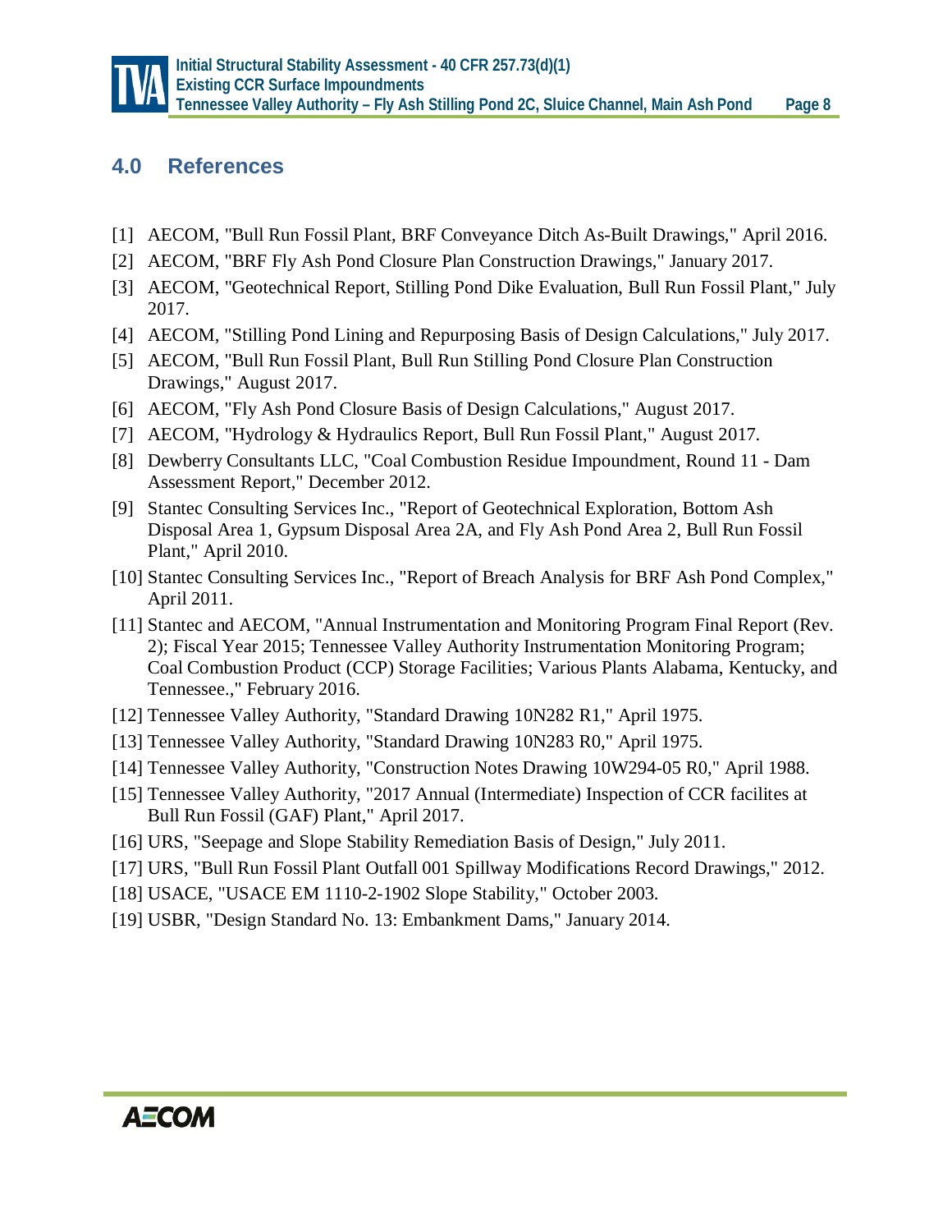## 4.0 References

[1] AECOM, "Bull Run Fossil Plant, BRF Conveyance Ditch As-Built Drawings," April 2016.

[2] AECOM, "BRF Fly Ash Pond Closure Plan Construction Drawings," January 2017.

[3] AECOM, "Geotechnical Report, Stilling Pond Dike Evaluation, Bull Run Fossil Plant," July 2017.

[4] AECOM, "Stilling Pond Lining and Repurposing Basis of Design Calculations," July 2017.

[5] AECOM, "Bull Run Fossil Plant, Bull Run Stilling Pond Closure Plan Construction Drawings," August 2017.

[6] AECOM, "Fly Ash Pond Closure Basis of Design Calculations," August 2017.

[7] AECOM, "Hydrology & Hydraulics Report, Bull Run Fossil Plant," August 2017.

[8] Dewberry Consultants LLC, "Coal Combustion Residue Impoundment, Round 11 - Dam Assessment Report," December 2012.

[9] Stantec Consulting Services Inc., "Report of Geotechnical Exploration, Bottom Ash Disposal Area 1, Gypsum Disposal Area 2A, and Fly Ash Pond Area 2, Bull Run Fossil Plant," April 2010.

[10] Stantec Consulting Services Inc., "Report of Breach Analysis for BRF Ash Pond Complex," April 2011.

[11] Stantec and AECOM, "Annual Instrumentation and Monitoring Program Final Report (Rev. 2); Fiscal Year 2015; Tennessee Valley Authority Instrumentation Monitoring Program; Coal Combustion Product (CCP) Storage Facilities; Various Plants Alabama, Kentucky, and Tennessee.," February 2016.

[12] Tennessee Valley Authority, "Standard Drawing 10N282 R1," April 1975.

[13] Tennessee Valley Authority, "Standard Drawing 10N283 R0," April 1975.

[14] Tennessee Valley Authority, "Construction Notes Drawing 10W294-05 R0," April 1988.

[15] Tennessee Valley Authority, "2017 Annual (Intermediate) Inspection of CCR facilites at Bull Run Fossil (GAF) Plant," April 2017.

[16] URS, "Seepage and Slope Stability Remediation Basis of Design," July 2011.

[17] URS, "Bull Run Fossil Plant Outfall 001 Spillway Modifications Record Drawings," 2012.

[18] USACE, "USACE EM 1110-2-1902 Slope Stability," October 2003.

[19] USBR, "Design Standard No. 13: Embankment Dams," January 2014.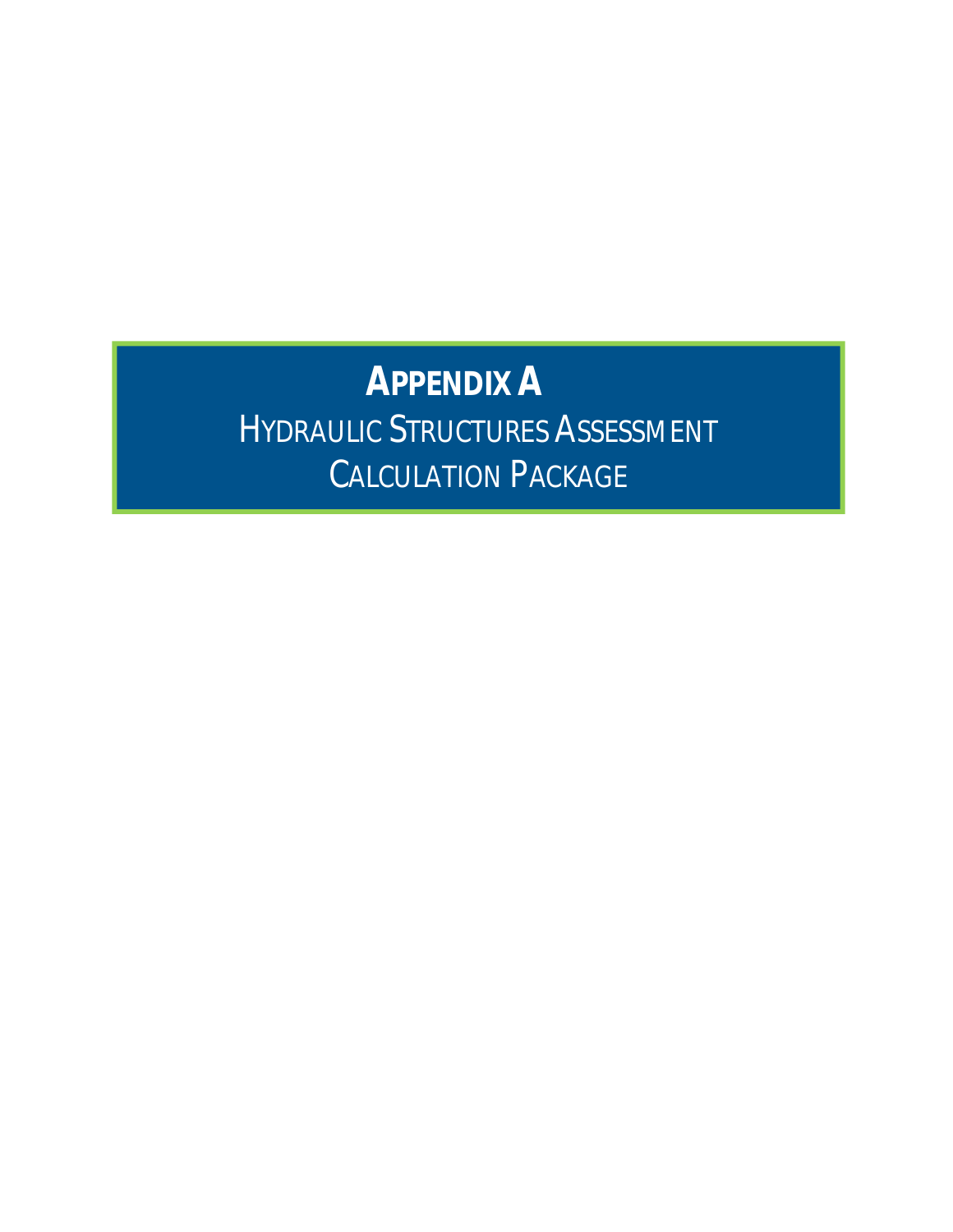# APPENDIX A

## HYDRAULIC STRUCTURES ASSESSMENT CALCULATION PACKAGE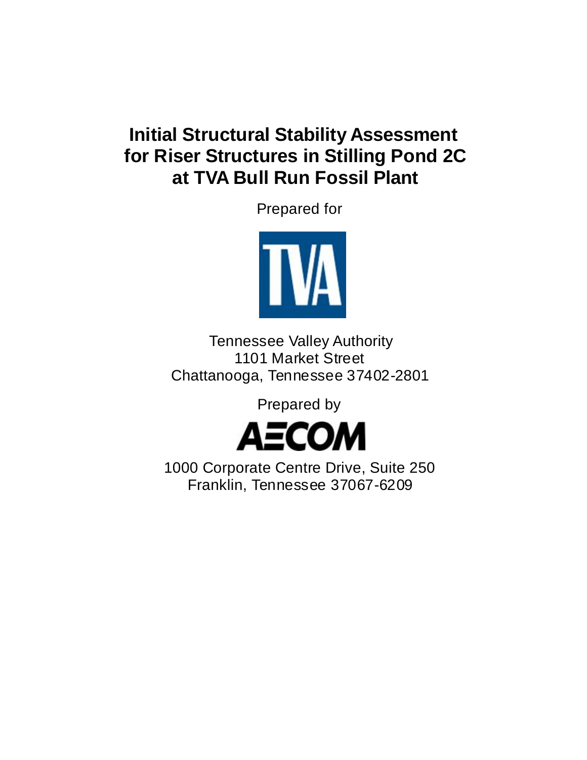# Initial Structural Stability Assessment for Riser Structures in Stilling Pond 2C at TVA Bull Run Fossil Plant

Prepared for

Tennessee Valley Authority
1101 Market Street
Chattanooga, Tennessee 37402-2801

Prepared by

AECOM

1000 Corporate Centre Drive, Suite 250
Franklin, Tennessee 37067-6209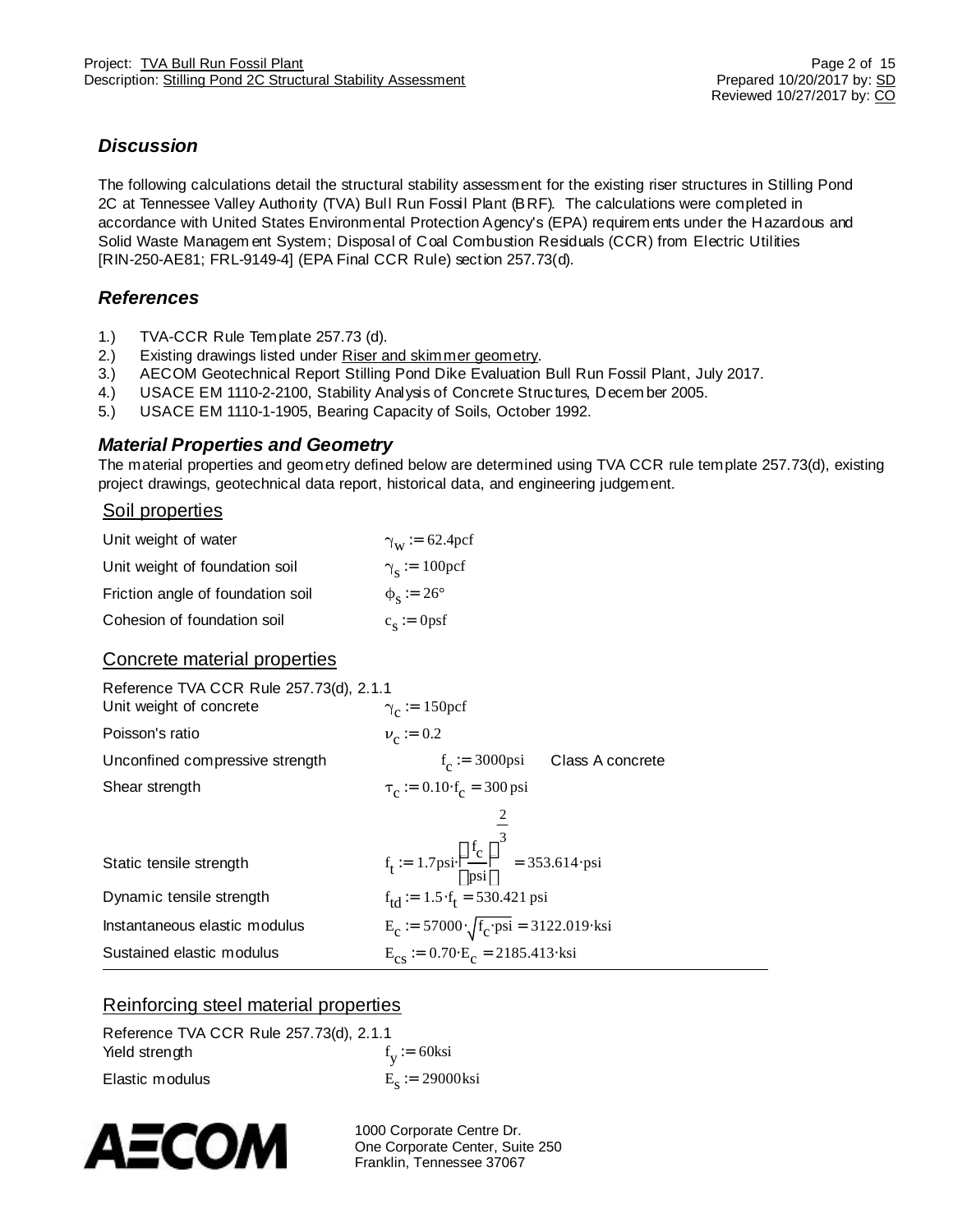## *Discussion*

The following calculations detail the structural stability assessment for the existing riser structures in Stilling Pond 2C at Tennessee Valley Authority (TVA) Bull Run Fossil Plant (BRF). The calculations were completed in accordance with United States Environmental Protection Agency's (EPA) requirements under the Hazardous and Solid Waste Management System; Disposal of Coal Combustion Residuals (CCR) from Electric Utilities [RIN-250-AE81; FRL-9149-4] (EPA Final CCR Rule) section 257.73(d).

## *References*

1.) TVA-CCR Rule Template 257.73 (d).
2.) Existing drawings listed under Riser and skimmer geometry.
3.) AECOM Geotechnical Report Stilling Pond Dike Evaluation Bull Run Fossil Plant, July 2017.
4.) USACE EM 1110-2-2100, Stability Analysis of Concrete Structures, December 2005.
5.) USACE EM 1110-1-1905, Bearing Capacity of Soils, October 1992.

## *Material Properties and Geometry*

The material properties and geometry defined below are determined using TVA CCR rule template 257.73(d), existing project drawings, geotechnical data report, historical data, and engineering judgement.

### Soil properties

| | |
|---|---|
| Unit weight of water | $\gamma_w := 62.4\text{pcf}$ |
| Unit weight of foundation soil | $\gamma_s := 100\text{pcf}$ |
| Friction angle of foundation soil | $\phi_s := 26°$ |
| Cohesion of foundation soil | $c_s := 0\text{psf}$ |

### Concrete material properties

Reference TVA CCR Rule 257.73(d), 2.1.1

| | | |
|---|---|---|
| Unit weight of concrete | $\gamma_c := 150\text{pcf}$ | |
| Poisson's ratio | $\nu_c := 0.2$ | |
| Unconfined compressive strength | $f_c := 3000\text{psi}$ | Class A concrete |
| Shear strength | $\tau_c := 0.10 \cdot f_c = 300\,\text{psi}$ | |
| Static tensile strength | $f_t := 1.7\text{psi} \cdot \left(\frac{f_c}{\text{psi}}\right)^{\frac{2}{3}} = 353.614 \cdot \text{psi}$ | |
| Dynamic tensile strength | $f_{td} := 1.5 \cdot f_t = 530.421\,\text{psi}$ | |
| Instantaneous elastic modulus | $E_c := 57000 \cdot \sqrt{f_c \cdot \text{psi}} = 3122.019 \cdot \text{ksi}$ | |
| Sustained elastic modulus | $E_{cs} := 0.70 \cdot E_c = 2185.413 \cdot \text{ksi}$ | |

### Reinforcing steel material properties

Reference TVA CCR Rule 257.73(d), 2.1.1

| | |
|---|---|
| Yield strength | $f_y := 60\text{ksi}$ |
| Elastic modulus | $E_s := 29000\text{ksi}$ |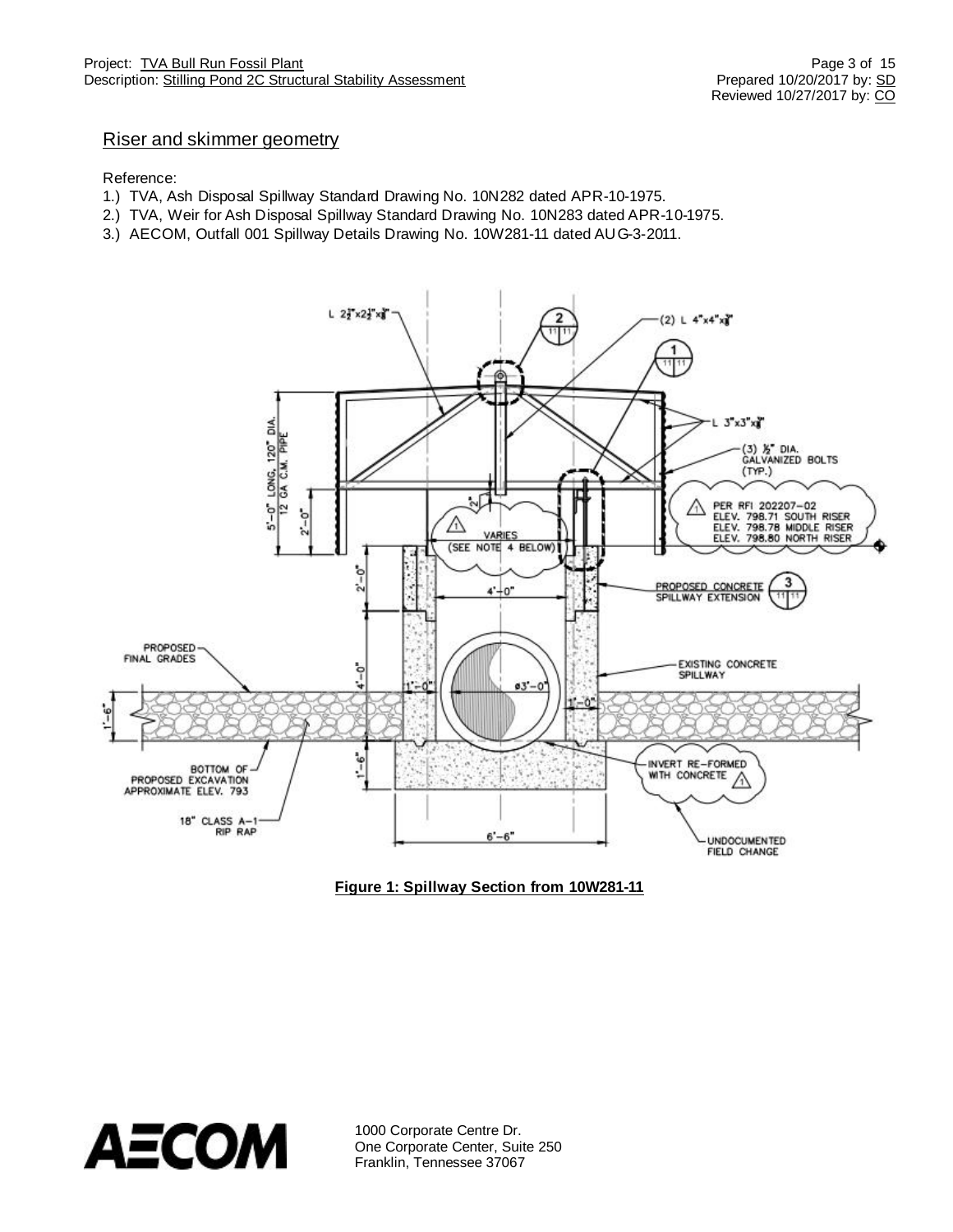## Riser and skimmer geometry

Reference:

1.) TVA, Ash Disposal Spillway Standard Drawing No. 10N282 dated APR-10-1975.
2.) TVA, Weir for Ash Disposal Spillway Standard Drawing No. 10N283 dated APR-10-1975.
3.) AECOM, Outfall 001 Spillway Details Drawing No. 10W281-11 dated AUG-3-2011.

**Figure 1: Spillway Section from 10W281-11**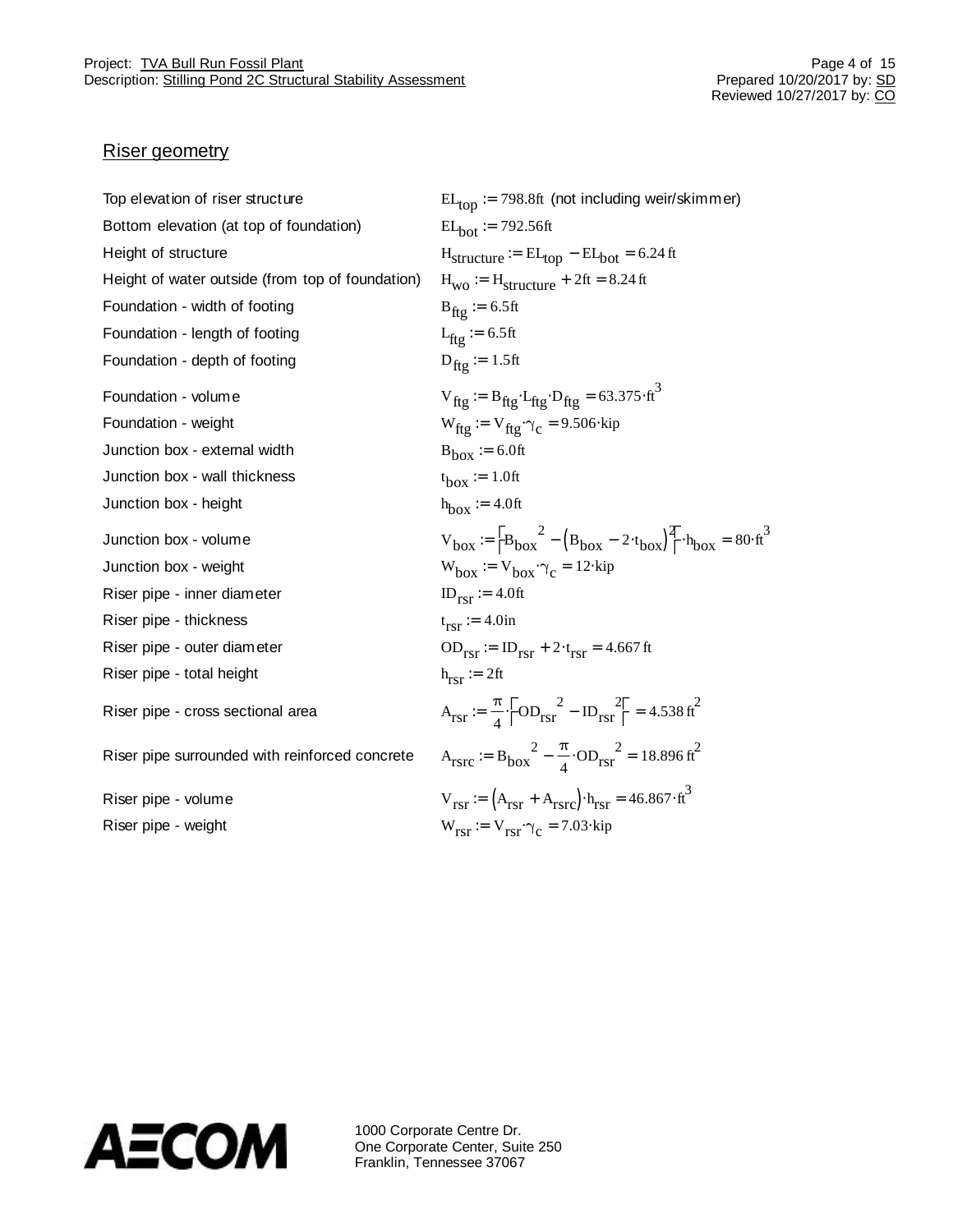## Riser geometry

| | |
|---|---|
| Top elevation of riser structure | $EL_{top} := 798.8ft$ (not including weir/skimmer) |
| Bottom elevation (at top of foundation) | $EL_{bot} := 792.56ft$ |
| Height of structure | $H_{structure} := EL_{top} - EL_{bot} = 6.24\,ft$ |
| Height of water outside (from top of foundation) | $H_{wo} := H_{structure} + 2ft = 8.24\,ft$ |
| Foundation - width of footing | $B_{ftg} := 6.5ft$ |
| Foundation - length of footing | $L_{ftg} := 6.5ft$ |
| Foundation - depth of footing | $D_{ftg} := 1.5ft$ |
| Foundation - volume | $V_{ftg} := B_{ftg} \cdot L_{ftg} \cdot D_{ftg} = 63.375 \cdot ft^3$ |
| Foundation - weight | $W_{ftg} := V_{ftg} \cdot \gamma_c = 9.506 \cdot kip$ |
| Junction box - external width | $B_{box} := 6.0ft$ |
| Junction box - wall thickness | $t_{box} := 1.0ft$ |
| Junction box - height | $h_{box} := 4.0ft$ |
| Junction box - volume | $V_{box} := \left[B_{box}^{\ 2} - \left(B_{box} - 2 \cdot t_{box}\right)^2\right] \cdot h_{box} = 80 \cdot ft^3$ |
| Junction box - weight | $W_{box} := V_{box} \cdot \gamma_c = 12 \cdot kip$ |
| Riser pipe - inner diameter | $ID_{rsr} := 4.0ft$ |
| Riser pipe - thickness | $t_{rsr} := 4.0in$ |
| Riser pipe - outer diameter | $OD_{rsr} := ID_{rsr} + 2 \cdot t_{rsr} = 4.667\,ft$ |
| Riser pipe - total height | $h_{rsr} := 2ft$ |
| Riser pipe - cross sectional area | $A_{rsr} := \frac{\pi}{4} \cdot \left[OD_{rsr}^{\ 2} - ID_{rsr}^{\ 2}\right] = 4.538\,ft^2$ |
| Riser pipe surrounded with reinforced concrete | $A_{rsrc} := B_{box}^{\ 2} - \frac{\pi}{4} \cdot OD_{rsr}^{\ 2} = 18.896\,ft^2$ |
| Riser pipe - volume | $V_{rsr} := \left(A_{rsr} + A_{rsrc}\right) \cdot h_{rsr} = 46.867 \cdot ft^3$ |
| Riser pipe - weight | $W_{rsr} := V_{rsr} \cdot \gamma_c = 7.03 \cdot kip$ |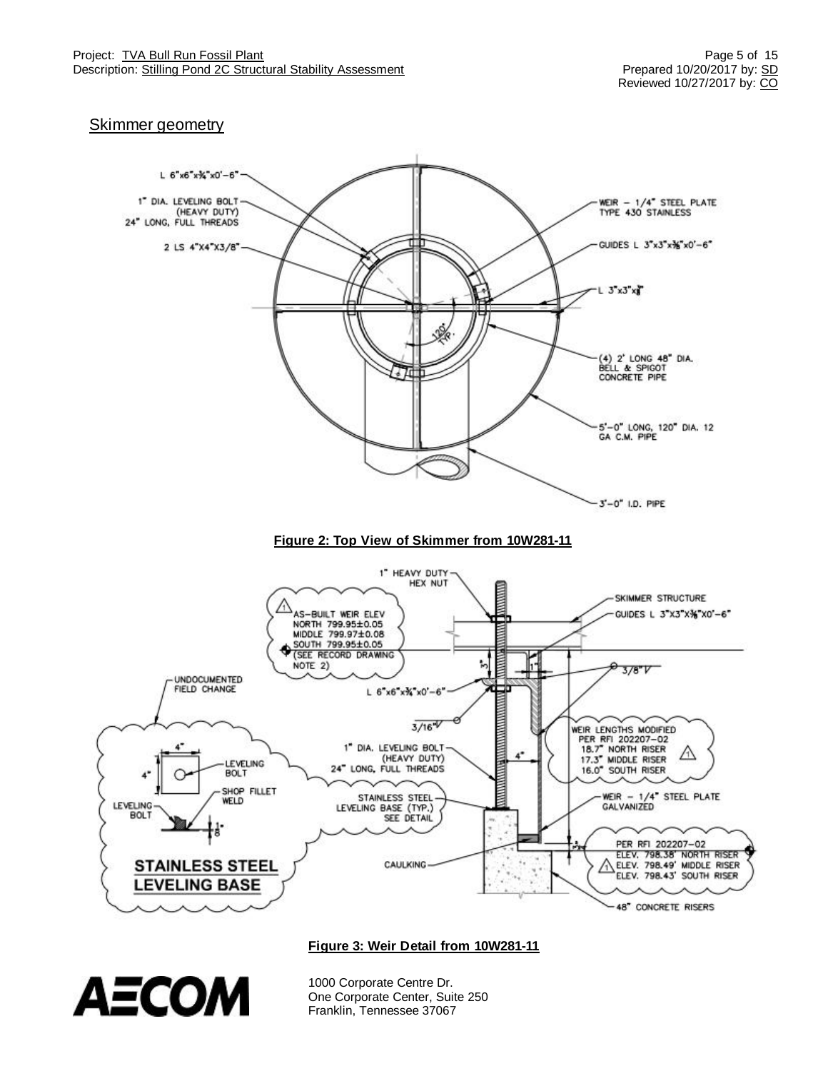## Skimmer geometry

**Figure 2: Top View of Skimmer from 10W281-11**

**Figure 3: Weir Detail from 10W281-11**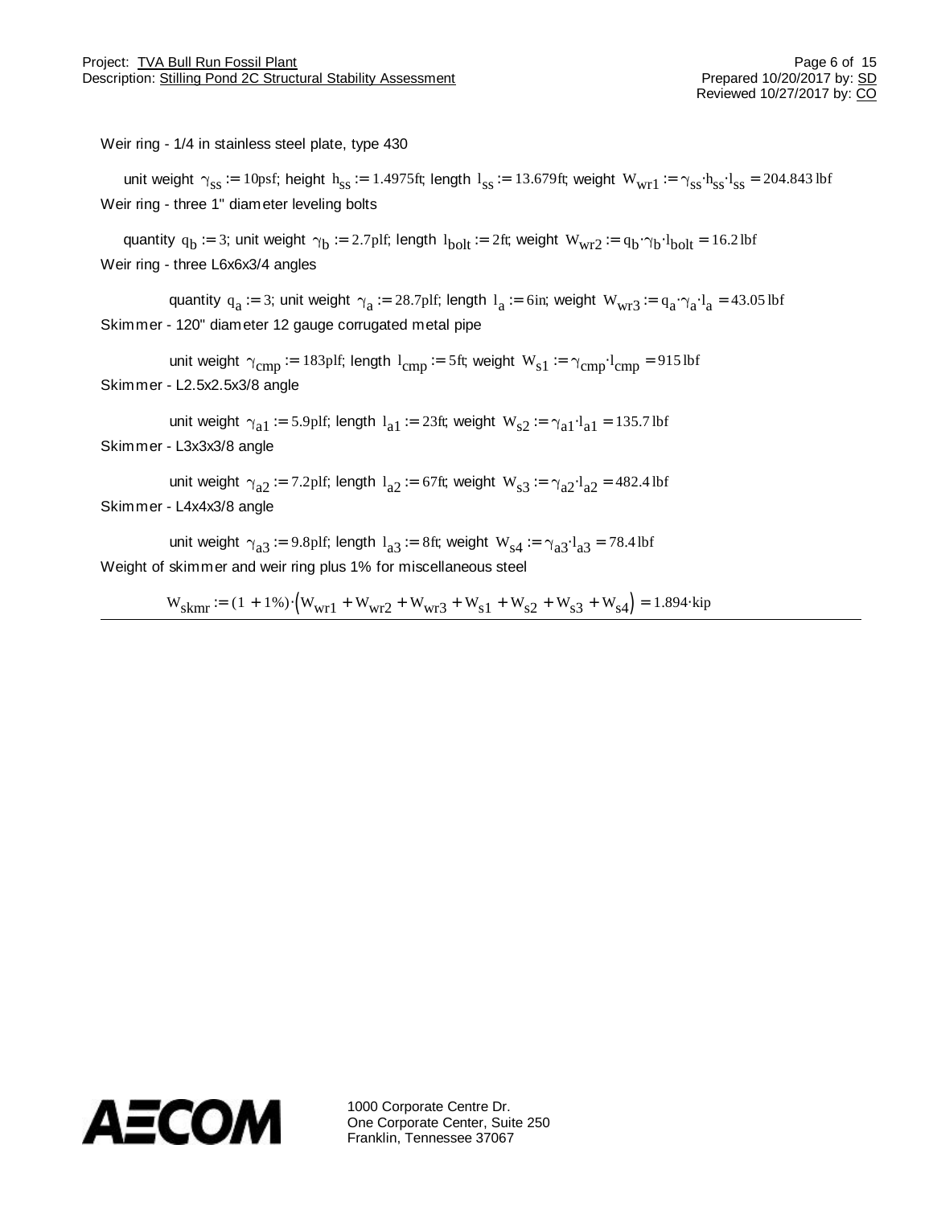Weir ring - 1/4 in stainless steel plate, type 430

unit weight $\gamma_{ss} := 10\text{psf}$; height $h_{ss} := 1.4975\text{ft}$; length $l_{ss} := 13.679\text{ft}$; weight $W_{wr1} := \gamma_{ss} \cdot h_{ss} \cdot l_{ss} = 204.843\,\text{lbf}$

Weir ring - three 1" diameter leveling bolts

quantity $q_b := 3$; unit weight $\gamma_b := 2.7\text{plf}$; length $l_{bolt} := 2\text{ft}$; weight $W_{wr2} := q_b \cdot \gamma_b \cdot l_{bolt} = 16.2\,\text{lbf}$

Weir ring - three L6x6x3/4 angles

quantity $q_a := 3$; unit weight $\gamma_a := 28.7\text{plf}$; length $l_a := 6\text{in}$; weight $W_{wr3} := q_a \cdot \gamma_a \cdot l_a = 43.05\,\text{lbf}$

Skimmer - 120" diameter 12 gauge corrugated metal pipe

unit weight $\gamma_{cmp} := 183\text{plf}$; length $l_{cmp} := 5\text{ft}$; weight $W_{s1} := \gamma_{cmp} \cdot l_{cmp} = 915\,\text{lbf}$

Skimmer - L2.5x2.5x3/8 angle

unit weight $\gamma_{a1} := 5.9\text{plf}$; length $l_{a1} := 23\text{ft}$; weight $W_{s2} := \gamma_{a1} \cdot l_{a1} = 135.7\,\text{lbf}$

Skimmer - L3x3x3/8 angle

unit weight $\gamma_{a2} := 7.2\text{plf}$; length $l_{a2} := 67\text{ft}$; weight $W_{s3} := \gamma_{a2} \cdot l_{a2} = 482.4\,\text{lbf}$

Skimmer - L4x4x3/8 angle

unit weight $\gamma_{a3} := 9.8\text{plf}$; length $l_{a3} := 8\text{ft}$; weight $W_{s4} := \gamma_{a3} \cdot l_{a3} = 78.4\,\text{lbf}$

Weight of skimmer and weir ring plus 1% for miscellaneous steel

$$W_{skmr} := (1 + 1\%) \cdot \left(W_{wr1} + W_{wr2} + W_{wr3} + W_{s1} + W_{s2} + W_{s3} + W_{s4}\right) = 1.894 \cdot \text{kip}$$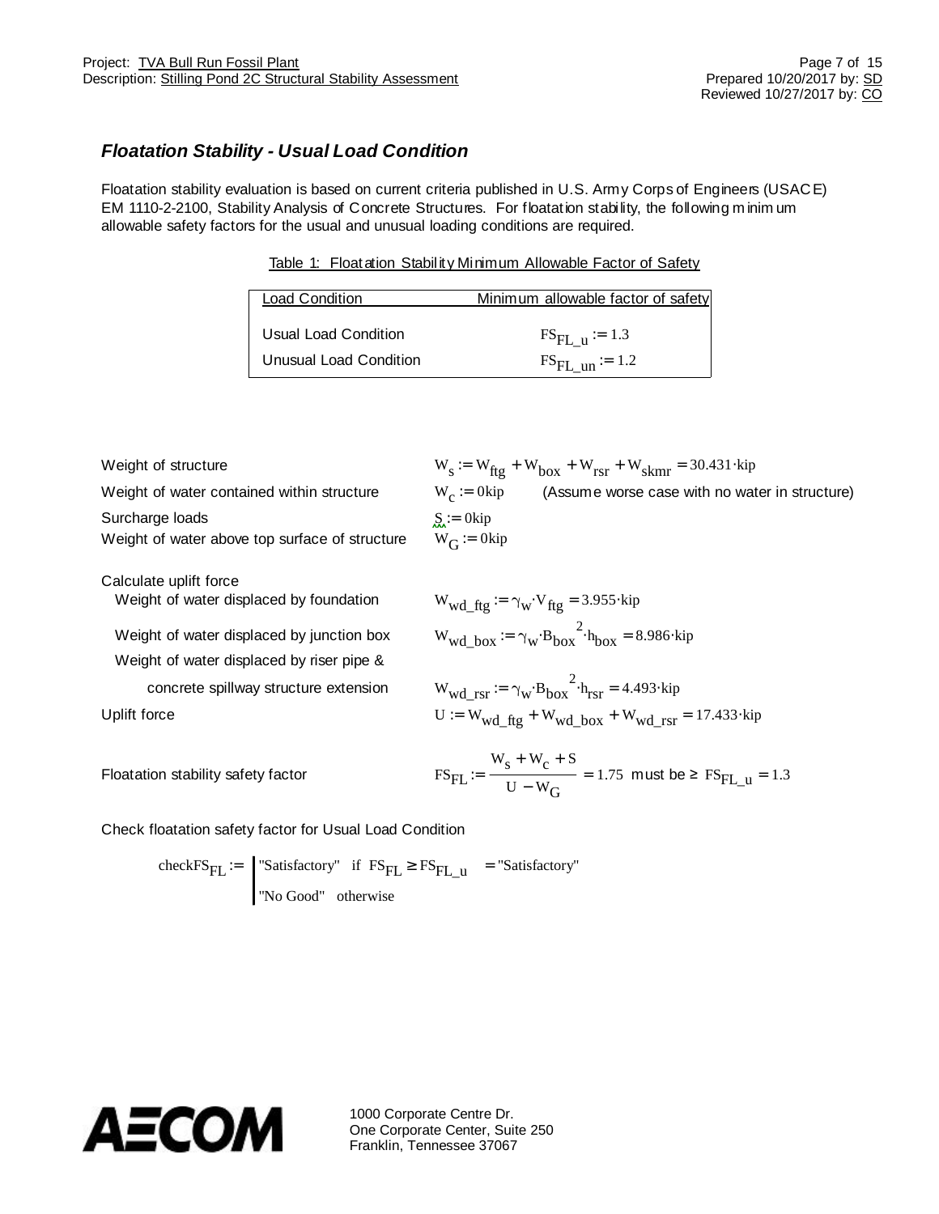## *Floatation Stability - Usual Load Condition*

Floatation stability evaluation is based on current criteria published in U.S. Army Corps of Engineers (USACE) EM 1110-2-2100, Stability Analysis of Concrete Structures. For floatation stability, the following minimum allowable safety factors for the usual and unusual loading conditions are required.

Table 1: Floatation Stability Minimum Allowable Factor of Safety

| Load Condition | Minimum allowable factor of safety |
|---|---|
| Usual Load Condition | $FS_{FL\_u} := 1.3$ |
| Unusual Load Condition | $FS_{FL\_un} := 1.2$ |

Weight of structure $\quad W_s := W_{ftg} + W_{box} + W_{rsr} + W_{skmr} = 30.431 \cdot kip$

Weight of water contained within structure $\quad W_c := 0kip \quad$ (Assume worse case with no water in structure)

Surcharge loads $\quad S := 0kip$

Weight of water above top surface of structure $\quad W_G := 0kip$

Calculate uplift force

Weight of water displaced by foundation $\quad W_{wd\_ftg} := \gamma_w \cdot V_{ftg} = 3.955 \cdot kip$

Weight of water displaced by junction box $\quad W_{wd\_box} := \gamma_w \cdot B_{box}^{\ 2} \cdot h_{box} = 8.986 \cdot kip$

Weight of water displaced by riser pipe & concrete spillway structure extension $\quad W_{wd\_rsr} := \gamma_w \cdot B_{box}^{\ 2} \cdot h_{rsr} = 4.493 \cdot kip$

Uplift force $\quad U := W_{wd\_ftg} + W_{wd\_box} + W_{wd\_rsr} = 17.433 \cdot kip$

Floatation stability safety factor $\quad FS_{FL} := \dfrac{W_s + W_c + S}{U - W_G} = 1.75$ must be $\geq FS_{FL\_u} = 1.3$

Check floatation safety factor for Usual Load Condition

$$checkFS_{FL} := \begin{cases} \text{"Satisfactory"} & \text{if } FS_{FL} \geq FS_{FL\_u} \\ \text{"No Good"} & \text{otherwise} \end{cases} = \text{"Satisfactory"}$$

AECOM

1000 Corporate Centre Dr.
One Corporate Center, Suite 250
Franklin, Tennessee 37067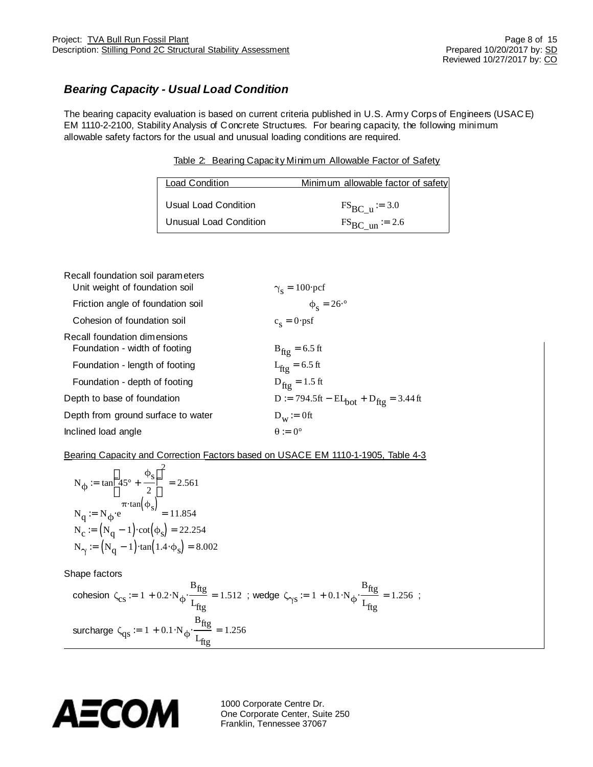## *Bearing Capacity - Usual Load Condition*

The bearing capacity evaluation is based on current criteria published in U.S. Army Corps of Engineers (USACE) EM 1110-2-2100, Stability Analysis of Concrete Structures. For bearing capacity, the following minimum allowable safety factors for the usual and unusual loading conditions are required.

Table 2: Bearing Capacity Minimum Allowable Factor of Safety

| Load Condition | Minimum allowable factor of safety |
|---|---|
| Usual Load Condition | $FS_{BC\_u} := 3.0$ |
| Unusual Load Condition | $FS_{BC\_un} := 2.6$ |

Recall foundation soil parameters

| | |
|---|---|
| Unit weight of foundation soil | $\gamma_s = 100 \cdot \text{pcf}$ |
| Friction angle of foundation soil | $\phi_s = 26 \cdot °$ |
| Cohesion of foundation soil | $c_s = 0 \cdot \text{psf}$ |

Recall foundation dimensions

| | |
|---|---|
| Foundation - width of footing | $B_{ftg} = 6.5\,\text{ft}$ |
| Foundation - length of footing | $L_{ftg} = 6.5\,\text{ft}$ |
| Foundation - depth of footing | $D_{ftg} = 1.5\,\text{ft}$ |
| Depth to base of foundation | $D := 794.5\text{ft} - EL_{bot} + D_{ftg} = 3.44\,\text{ft}$ |
| Depth from ground surface to water | $D_W := 0\text{ft}$ |
| Inclined load angle | $\theta := 0°$ |

Bearing Capacity and Correction Factors based on USACE EM 1110-1-1905, Table 4-3

$$N_\phi := \tan\left(45° + \frac{\phi_s}{2}\right)^2 = 2.561$$

$$N_q := N_\phi \cdot e^{\pi \cdot \tan(\phi_s)} = 11.854$$

$$N_c := (N_q - 1) \cdot \cot(\phi_s) = 22.254$$

$$N_\gamma := (N_q - 1) \cdot \tan(1.4 \cdot \phi_s) = 8.002$$

Shape factors

cohesion $\zeta_{cs} := 1 + 0.2 \cdot N_\phi \cdot \frac{B_{ftg}}{L_{ftg}} = 1.512$ ; wedge $\zeta_{\gamma s} := 1 + 0.1 \cdot N_\phi \cdot \frac{B_{ftg}}{L_{ftg}} = 1.256$ ;

surcharge $\zeta_{qs} := 1 + 0.1 \cdot N_\phi \cdot \frac{B_{ftg}}{L_{ftg}} = 1.256$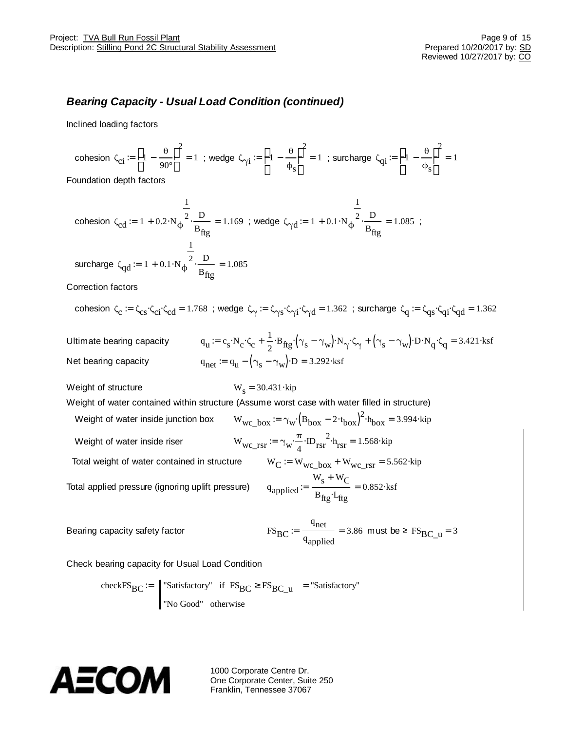## *Bearing Capacity - Usual Load Condition (continued)*

Inclined loading factors

cohesion $\zeta_{ci} := \left(1 - \frac{\theta}{90°}\right)^2 = 1$ ; wedge $\zeta_{\gamma i} := \left(1 - \frac{\theta}{\phi_s}\right)^2 = 1$ ; surcharge $\zeta_{qi} := \left(1 - \frac{\theta}{\phi_s}\right)^2 = 1$

Foundation depth factors

cohesion $\zeta_{cd} := 1 + 0.2 \cdot N_\phi^{\frac{1}{2}} \cdot \frac{D}{B_{ftg}} = 1.169$ ; wedge $\zeta_{\gamma d} := 1 + 0.1 \cdot N_\phi^{\frac{1}{2}} \cdot \frac{D}{B_{ftg}} = 1.085$ ;

surcharge $\zeta_{qd} := 1 + 0.1 \cdot N_\phi^{\frac{1}{2}} \cdot \frac{D}{B_{ftg}} = 1.085$

Correction factors

cohesion $\zeta_c := \zeta_{cs} \cdot \zeta_{ci} \cdot \zeta_{cd} = 1.768$ ; wedge $\zeta_\gamma := \zeta_{\gamma s} \cdot \zeta_{\gamma i} \cdot \zeta_{\gamma d} = 1.362$ ; surcharge $\zeta_q := \zeta_{qs} \cdot \zeta_{qi} \cdot \zeta_{qd} = 1.362$

Ultimate bearing capacity $\quad q_u := c_s \cdot N_c \cdot \zeta_c + \frac{1}{2} \cdot B_{ftg} \cdot (\gamma_s - \gamma_w) \cdot N_\gamma \cdot \zeta_\gamma + (\gamma_s - \gamma_w) \cdot D \cdot N_q \cdot \zeta_q = 3.421 \cdot ksf$

Net bearing capacity $\quad q_{net} := q_u - (\gamma_s - \gamma_w) \cdot D = 3.292 \cdot ksf$

Weight of structure $\quad W_s = 30.431 \cdot kip$

Weight of water contained within structure (Assume worst case with water filled in structure)

Weight of water inside junction box $\quad W_{wc\_box} := \gamma_w \cdot (B_{box} - 2 \cdot t_{box})^2 \cdot h_{box} = 3.994 \cdot kip$

Weight of water inside riser $\quad W_{wc\_rsr} := \gamma_w \cdot \frac{\pi}{4} \cdot ID_{rsr}^{\ 2} \cdot h_{rsr} = 1.568 \cdot kip$

Total weight of water contained in structure $\quad W_C := W_{wc\_box} + W_{wc\_rsr} = 5.562 \cdot kip$

Total applied pressure (ignoring uplift pressure) $\quad q_{applied} := \frac{W_s + W_C}{B_{ftg} \cdot L_{ftg}} = 0.852 \cdot ksf$

Bearing capacity safety factor $\quad FS_{BC} := \frac{q_{net}}{q_{applied}} = 3.86$ must be ≥ $FS_{BC\_u} = 3$

Check bearing capacity for Usual Load Condition

$checkFS_{BC} :=$ "Satisfactory" if $FS_{BC} \geq FS_{BC\_u}$ = "Satisfactory"
"No Good" otherwise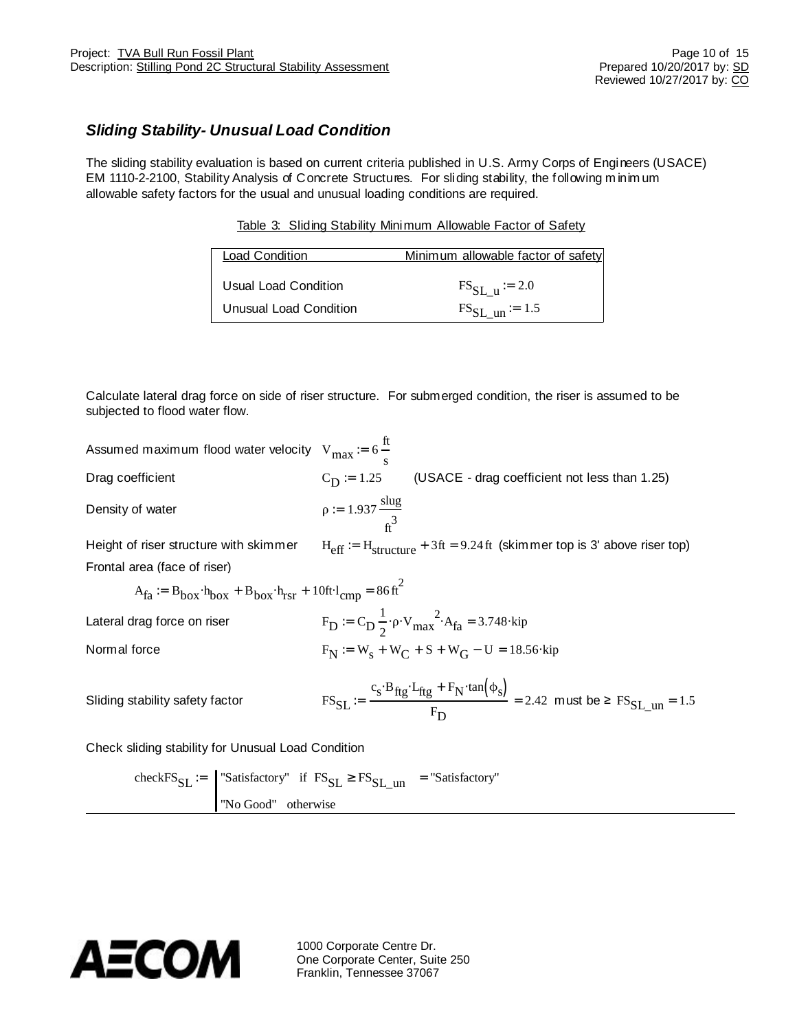## *Sliding Stability- Unusual Load Condition*

The sliding stability evaluation is based on current criteria published in U.S. Army Corps of Engineers (USACE) EM 1110-2-2100, Stability Analysis of Concrete Structures. For sliding stability, the following minimum allowable safety factors for the usual and unusual loading conditions are required.

Table 3: Sliding Stability Minimum Allowable Factor of Safety

| Load Condition | Minimum allowable factor of safety |
|---|---|
| Usual Load Condition | $FS_{SL\_u} := 2.0$ |
| Unusual Load Condition | $FS_{SL\_un} := 1.5$ |

Calculate lateral drag force on side of riser structure. For submerged condition, the riser is assumed to be subjected to flood water flow.

Assumed maximum flood water velocity $V_{max} := 6\,\frac{ft}{s}$

Drag coefficient $C_D := 1.25$ (USACE - drag coefficient not less than 1.25)

Density of water $\rho := 1.937\,\frac{slug}{ft^3}$

Height of riser structure with skimmer $H_{eff} := H_{structure} + 3ft = 9.24\,ft$ (skimmer top is 3' above riser top)

Frontal area (face of riser)

$$A_{fa} := B_{box} \cdot h_{box} + B_{box} \cdot h_{rsr} + 10ft \cdot l_{cmp} = 86\,ft^2$$

Lateral drag force on riser $F_D := C_D \frac{1}{2} \cdot \rho \cdot V_{max}{}^2 \cdot A_{fa} = 3.748 \cdot kip$

Normal force $F_N := W_s + W_C + S + W_G - U = 18.56 \cdot kip$

Sliding stability safety factor $FS_{SL} := \dfrac{c_s \cdot B_{ftg} \cdot L_{ftg} + F_N \cdot \tan(\phi_s)}{F_D} = 2.42$ must be $\geq FS_{SL\_un} = 1.5$

Check sliding stability for Unusual Load Condition

$$checkFS_{SL} := \begin{cases} \text{"Satisfactory"} & \text{if } FS_{SL} \geq FS_{SL\_un} \\ \text{"No Good"} & \text{otherwise} \end{cases} = \text{"Satisfactory"}$$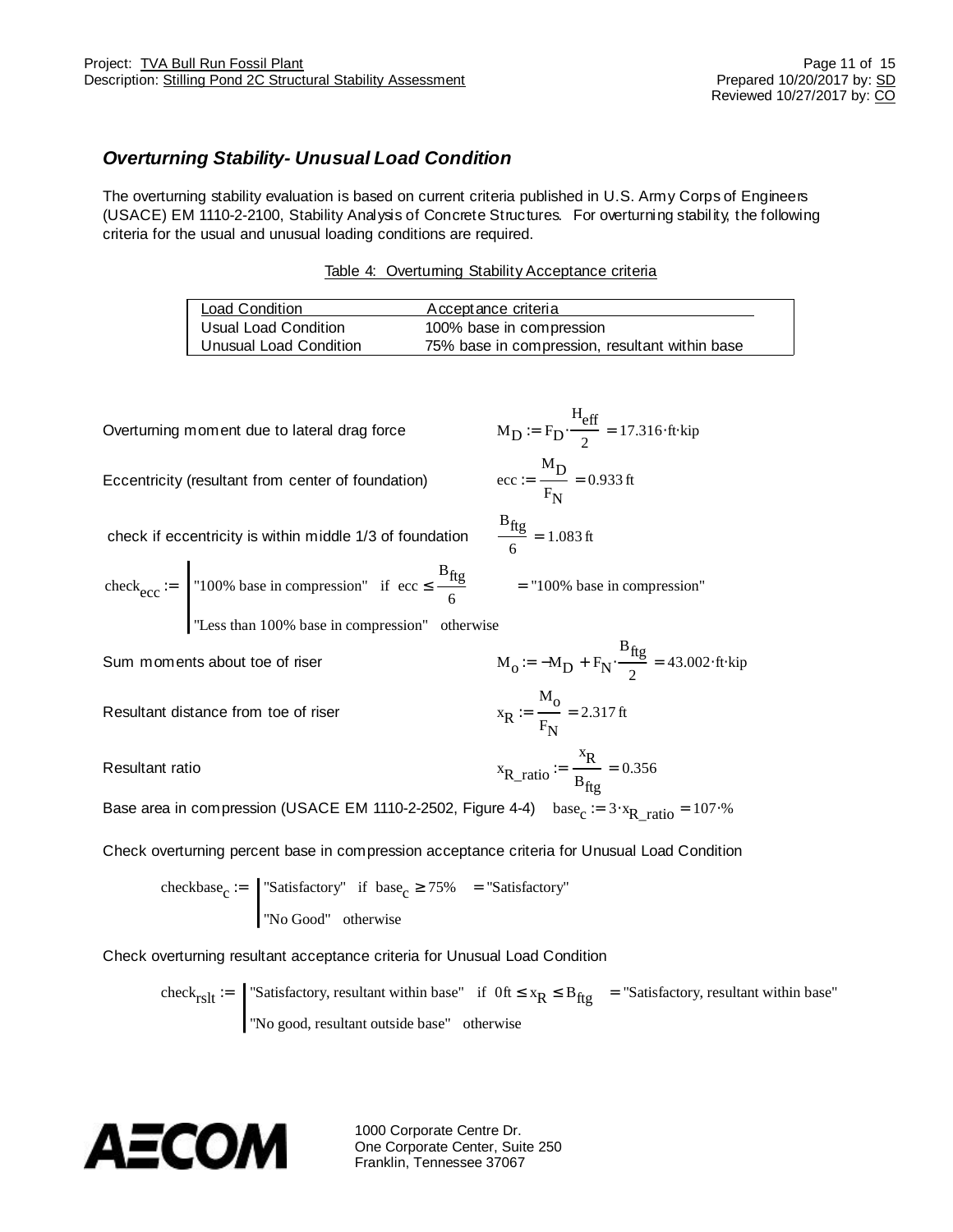## *Overturning Stability- Unusual Load Condition*

The overturning stability evaluation is based on current criteria published in U.S. Army Corps of Engineers (USACE) EM 1110-2-2100, Stability Analysis of Concrete Structures. For overturning stability, the following criteria for the usual and unusual loading conditions are required.

Table 4: Overturning Stability Acceptance criteria

| Load Condition | Acceptance criteria |
|---|---|
| Usual Load Condition | 100% base in compression |
| Unusual Load Condition | 75% base in compression, resultant within base |

Overturning moment due to lateral drag force $M_D := F_D \cdot \frac{H_{eff}}{2} = 17.316 \cdot ft \cdot kip$

Eccentricity (resultant from center of foundation) $ecc := \frac{M_D}{F_N} = 0.933\,ft$

check if eccentricity is within middle 1/3 of foundation $\frac{B_{ftg}}{6} = 1.083\,ft$

$$check_{ecc} := \begin{cases} \text{"100\% base in compression"} & \text{if } ecc \le \frac{B_{ftg}}{6} \\ \text{"Less than 100\% base in compression"} & \text{otherwise} \end{cases} = \text{"100\% base in compression"}$$

Sum moments about toe of riser $M_o := -M_D + F_N \cdot \frac{B_{ftg}}{2} = 43.002 \cdot ft \cdot kip$

Resultant distance from toe of riser $x_R := \frac{M_o}{F_N} = 2.317\,ft$

Resultant ratio $x_{R\_ratio} := \frac{x_R}{B_{ftg}} = 0.356$

Base area in compression (USACE EM 1110-2-2502, Figure 4-4) $base_c := 3 \cdot x_{R\_ratio} = 107 \cdot \%$

Check overturning percent base in compression acceptance criteria for Unusual Load Condition

$$checkbase_c := \begin{cases} \text{"Satisfactory"} & \text{if } base_c \ge 75\% \\ \text{"No Good"} & \text{otherwise} \end{cases} = \text{"Satisfactory"}$$

Check overturning resultant acceptance criteria for Unusual Load Condition

$$check_{rslt} := \begin{cases} \text{"Satisfactory, resultant within base"} & \text{if } 0ft \le x_R \le B_{ftg} \\ \text{"No good, resultant outside base"} & \text{otherwise} \end{cases} = \text{"Satisfactory, resultant within base"}$$

AECOM

1000 Corporate Centre Dr.
One Corporate Center, Suite 250
Franklin, Tennessee 37067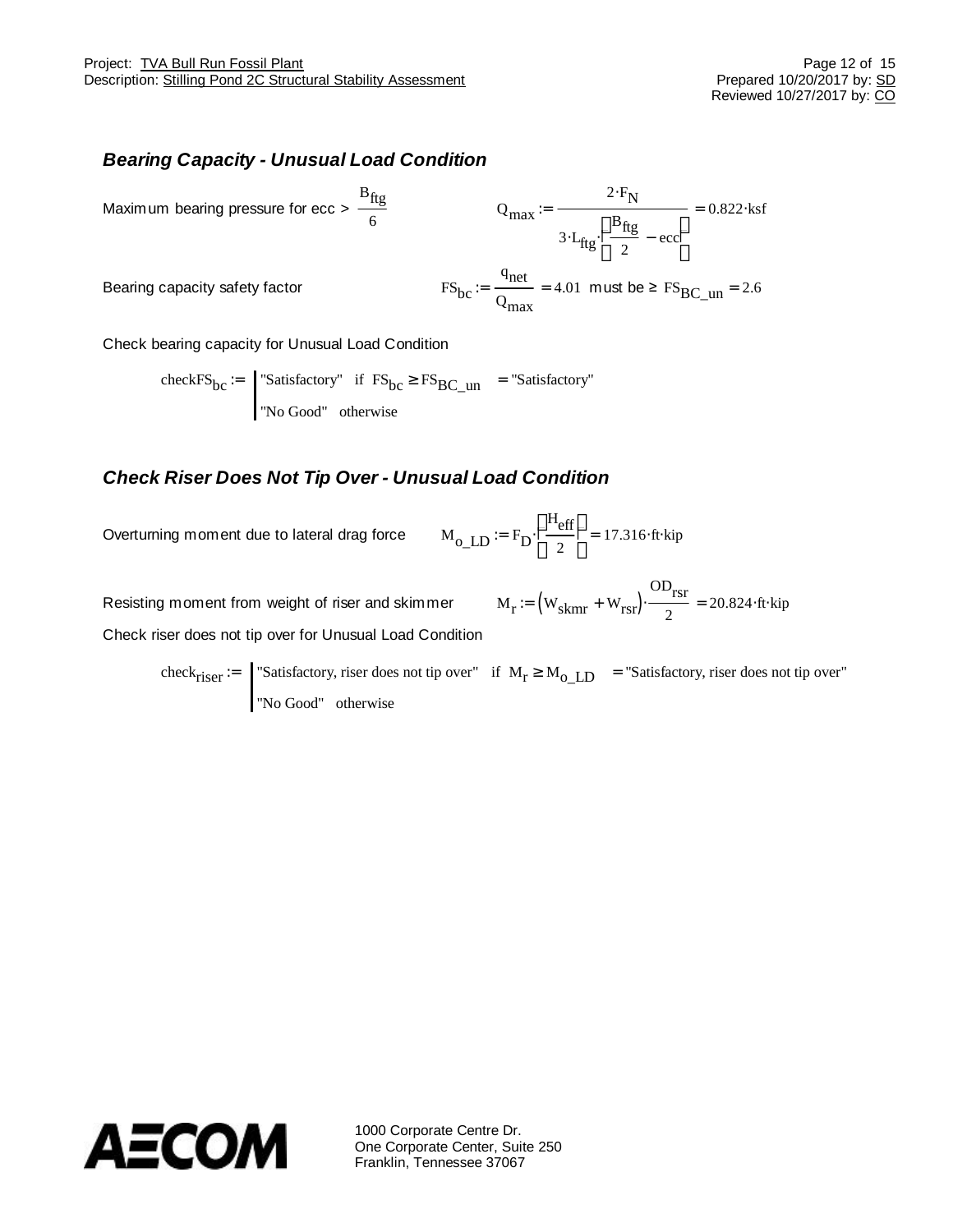## *Bearing Capacity - Unusual Load Condition*

Maximum bearing pressure for ecc > $\frac{B_{ftg}}{6}$

$$Q_{max} := \frac{2 \cdot F_N}{3 \cdot L_{ftg} \cdot \left(\frac{B_{ftg}}{2} - ecc\right)} = 0.822 \cdot ksf$$

Bearing capacity safety factor

$$FS_{bc} := \frac{q_{net}}{Q_{max}} = 4.01 \text{ must be} \geq FS_{BC\_un} = 2.6$$

Check bearing capacity for Unusual Load Condition

$$checkFS_{bc} := \begin{cases} \text{"Satisfactory"} & \text{if } FS_{bc} \geq FS_{BC\_un} \\ \text{"No Good"} & \text{otherwise} \end{cases} = \text{"Satisfactory"}$$

## *Check Riser Does Not Tip Over - Unusual Load Condition*

Overturning moment due to lateral drag force

$$M_{o\_LD} := F_D \cdot \left(\frac{H_{eff}}{2}\right) = 17.316 \cdot ft \cdot kip$$

Resisting moment from weight of riser and skimmer

$$M_r := \left(W_{skmr} + W_{rsr}\right) \cdot \frac{OD_{rsr}}{2} = 20.824 \cdot ft \cdot kip$$

Check riser does not tip over for Unusual Load Condition

$$check_{riser} := \begin{cases} \text{"Satisfactory, riser does not tip over"} & \text{if } M_r \geq M_{o\_LD} \\ \text{"No Good"} & \text{otherwise} \end{cases} = \text{"Satisfactory, riser does not tip over"}$$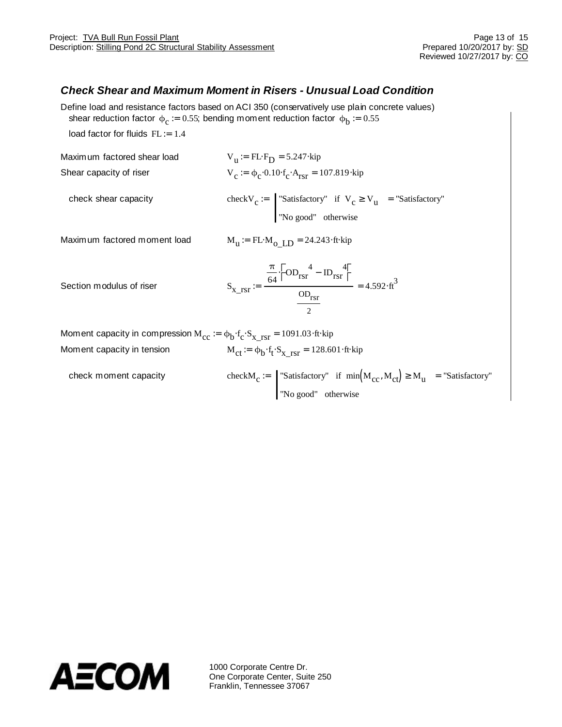### *Check Shear and Maximum Moment in Risers - Unusual Load Condition*

Define load and resistance factors based on ACI 350 (conservatively use plain concrete values)

shear reduction factor $\phi_c := 0.55$; bending moment reduction factor $\phi_b := 0.55$

load factor for fluids $FL := 1.4$

Maximum factored shear load $\quad V_u := FL \cdot F_D = 5.247 \cdot kip$

Shear capacity of riser $\quad V_c := \phi_c \cdot 0.10 \cdot f_c \cdot A_{rsr} = 107.819 \cdot kip$

check shear capacity

$$checkV_c := \begin{cases} \text{"Satisfactory"} & \text{if } V_c \ge V_u \\ \text{"No good"} & \text{otherwise} \end{cases} = \text{"Satisfactory"}$$

Maximum factored moment load $\quad M_u := FL \cdot M_{o\_LD} = 24.243 \cdot ft \cdot kip$

Section modulus of riser

$$S_{x\_rsr} := \frac{\frac{\pi}{64} \cdot \left(OD_{rsr}^{\;4} - ID_{rsr}^{\;4}\right)}{\frac{OD_{rsr}}{2}} = 4.592 \cdot ft^3$$

Moment capacity in compression $M_{cc} := \phi_b \cdot f_c \cdot S_{x\_rsr} = 1091.03 \cdot ft \cdot kip$

Moment capacity in tension $\quad M_{ct} := \phi_b \cdot f_t \cdot S_{x\_rsr} = 128.601 \cdot ft \cdot kip$

check moment capacity

$$checkM_c := \begin{cases} \text{"Satisfactory"} & \text{if } \min\left(M_{cc}, M_{ct}\right) \ge M_u \\ \text{"No good"} & \text{otherwise} \end{cases} = \text{"Satisfactory"}$$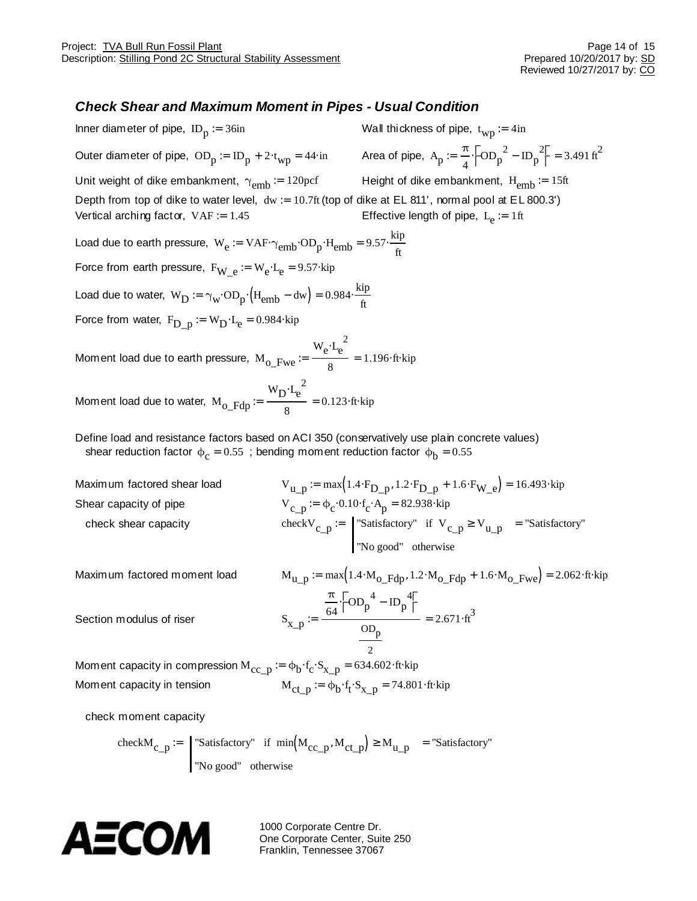### *Check Shear and Maximum Moment in Pipes - Usual Condition*

Inner diameter of pipe, $ID_p := 36in$

Wall thickness of pipe, $t_{wp} := 4in$

Outer diameter of pipe, $OD_p := ID_p + 2 \cdot t_{wp} = 44 \cdot in$

Area of pipe, $A_p := \frac{\pi}{4} \cdot \left(OD_p^{\,2} - ID_p^{\,2}\right) = 3.491\,ft^2$

Unit weight of dike embankment, $\gamma_{emb} := 120pcf$

Height of dike embankment, $H_{emb} := 15ft$

Depth from top of dike to water level, $dw := 10.7ft$ (top of dike at EL 811', normal pool at EL 800.3')

Vertical arching factor, $VAF := 1.45$

Effective length of pipe, $L_e := 1ft$

Load due to earth pressure, $W_e := VAF \cdot \gamma_{emb} \cdot OD_p \cdot H_{emb} = 9.57 \cdot \frac{kip}{ft}$

Force from earth pressure, $F_{W\_e} := W_e \cdot L_e = 9.57 \cdot kip$

Load due to water, $W_D := \gamma_w \cdot OD_p \cdot \left(H_{emb} - dw\right) = 0.984 \cdot \frac{kip}{ft}$

Force from water, $F_{D\_p} := W_D \cdot L_e = 0.984 \cdot kip$

Moment load due to earth pressure, $M_{o\_Fwe} := \frac{W_e \cdot L_e^{\,2}}{8} = 1.196 \cdot ft \cdot kip$

Moment load due to water, $M_{o\_Fdp} := \frac{W_D \cdot L_e^{\,2}}{8} = 0.123 \cdot ft \cdot kip$

Define load and resistance factors based on ACI 350 (conservatively use plain concrete values)
shear reduction factor $\phi_c = 0.55$ ; bending moment reduction factor $\phi_b = 0.55$

Maximum factored shear load $\quad V_{u\_p} := \max\left(1.4 \cdot F_{D\_p}, 1.2 \cdot F_{D\_p} + 1.6 \cdot F_{W\_e}\right) = 16.493 \cdot kip$

Shear capacity of pipe $\quad V_{c\_p} := \phi_c \cdot 0.10 \cdot f_c \cdot A_p = 82.938 \cdot kip$

check shear capacity

$$checkV_{c\_p} := \begin{cases} \text{"Satisfactory"} & \text{if } V_{c\_p} \geq V_{u\_p} \\ \text{"No good"} & \text{otherwise} \end{cases} = \text{"Satisfactory"}$$

Maximum factored moment load $\quad M_{u\_p} := \max\left(1.4 \cdot M_{o\_Fdp}, 1.2 \cdot M_{o\_Fdp} + 1.6 \cdot M_{o\_Fwe}\right) = 2.062 \cdot ft \cdot kip$

Section modulus of riser

$$S_{x\_p} := \frac{\frac{\pi}{64} \cdot \left(OD_p^{\,4} - ID_p^{\,4}\right)}{\frac{OD_p}{2}} = 2.671 \cdot ft^3$$

Moment capacity in compression $M_{cc\_p} := \phi_b \cdot f_c \cdot S_{x\_p} = 634.602 \cdot ft \cdot kip$

Moment capacity in tension $\quad M_{ct\_p} := \phi_b \cdot f_t \cdot S_{x\_p} = 74.801 \cdot ft \cdot kip$

check moment capacity

$$checkM_{c\_p} := \begin{cases} \text{"Satisfactory"} & \text{if } \min\left(M_{cc\_p}, M_{ct\_p}\right) \geq M_{u\_p} \\ \text{"No good"} & \text{otherwise} \end{cases} = \text{"Satisfactory"}$$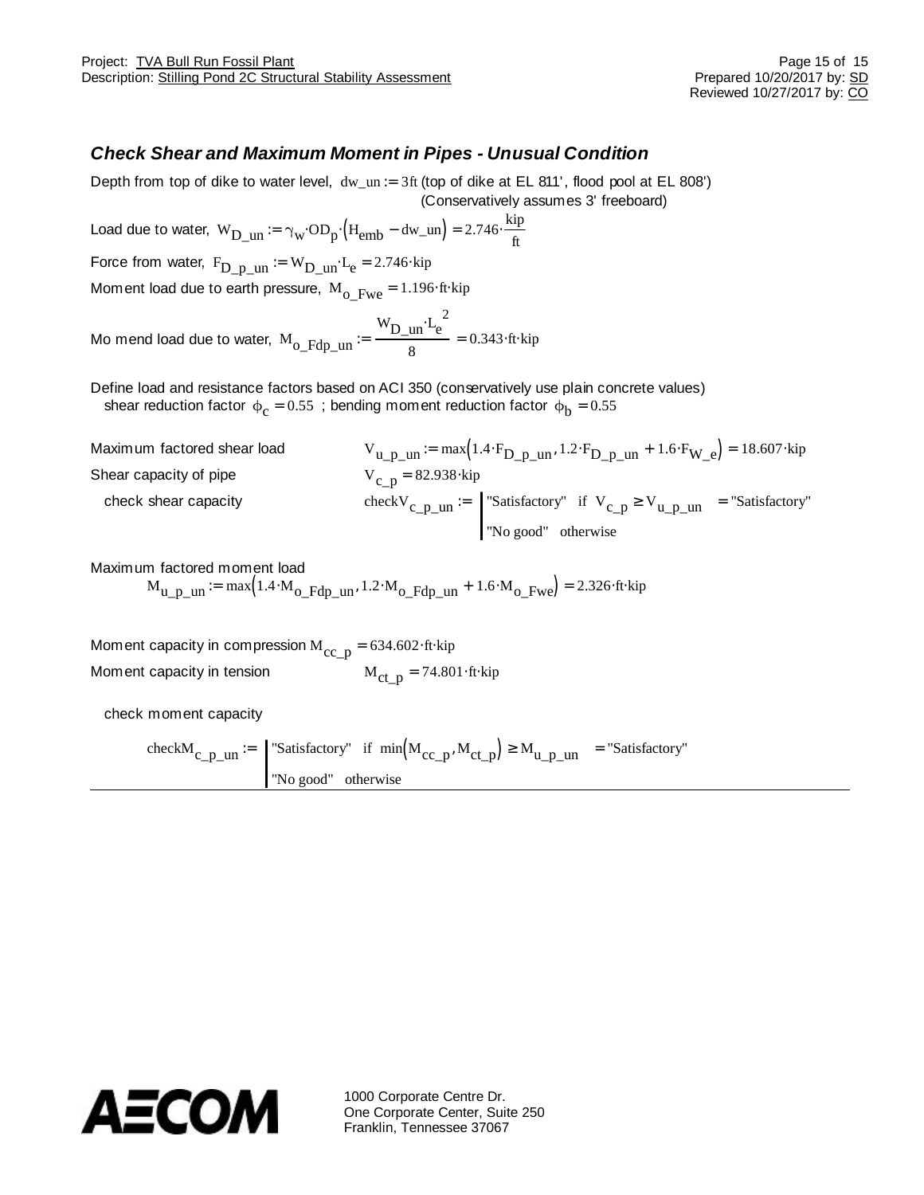### *Check Shear and Maximum Moment in Pipes - Unusual Condition*

Depth from top of dike to water level, $dw\_un := 3ft$ (top of dike at EL 811', flood pool at EL 808')
(Conservatively assumes 3' freeboard)

Load due to water, $W_{D\_un} := \gamma_w \cdot OD_p \cdot (H_{emb} - dw\_un) = 2.746 \cdot \frac{kip}{ft}$

Force from water, $F_{D\_p\_un} := W_{D\_un} \cdot L_e = 2.746 \cdot kip$

Moment load due to earth pressure, $M_{o\_Fwe} = 1.196 \cdot ft \cdot kip$

Mo mend load due to water, $M_{o\_Fdp\_un} := \frac{W_{D\_un} \cdot L_e^{\ 2}}{8} = 0.343 \cdot ft \cdot kip$

Define load and resistance factors based on ACI 350 (conservatively use plain concrete values)
shear reduction factor $\phi_c = 0.55$ ; bending moment reduction factor $\phi_b = 0.55$

Maximum factored shear load $V_{u\_p\_un} := \max(1.4 \cdot F_{D\_p\_un}, 1.2 \cdot F_{D\_p\_un} + 1.6 \cdot F_{W\_e}) = 18.607 \cdot kip$

Shear capacity of pipe $V_{c\_p} = 82.938 \cdot kip$

check shear capacity

$$checkV_{c\_p\_un} := \begin{cases} \text{"Satisfactory"} & \text{if } V_{c\_p} \geq V_{u\_p\_un} \\ \text{"No good"} & \text{otherwise} \end{cases} = \text{"Satisfactory"}$$

Maximum factored moment load

$$M_{u\_p\_un} := \max(1.4 \cdot M_{o\_Fdp\_un}, 1.2 \cdot M_{o\_Fdp\_un} + 1.6 \cdot M_{o\_Fwe}) = 2.326 \cdot ft \cdot kip$$

Moment capacity in compression $M_{cc\_p} = 634.602 \cdot ft \cdot kip$

Moment capacity in tension $M_{ct\_p} = 74.801 \cdot ft \cdot kip$

check moment capacity

$$checkM_{c\_p\_un} := \begin{cases} \text{"Satisfactory"} & \text{if } \min(M_{cc\_p}, M_{ct\_p}) \geq M_{u\_p\_un} \\ \text{"No good"} & \text{otherwise} \end{cases} = \text{"Satisfactory"}$$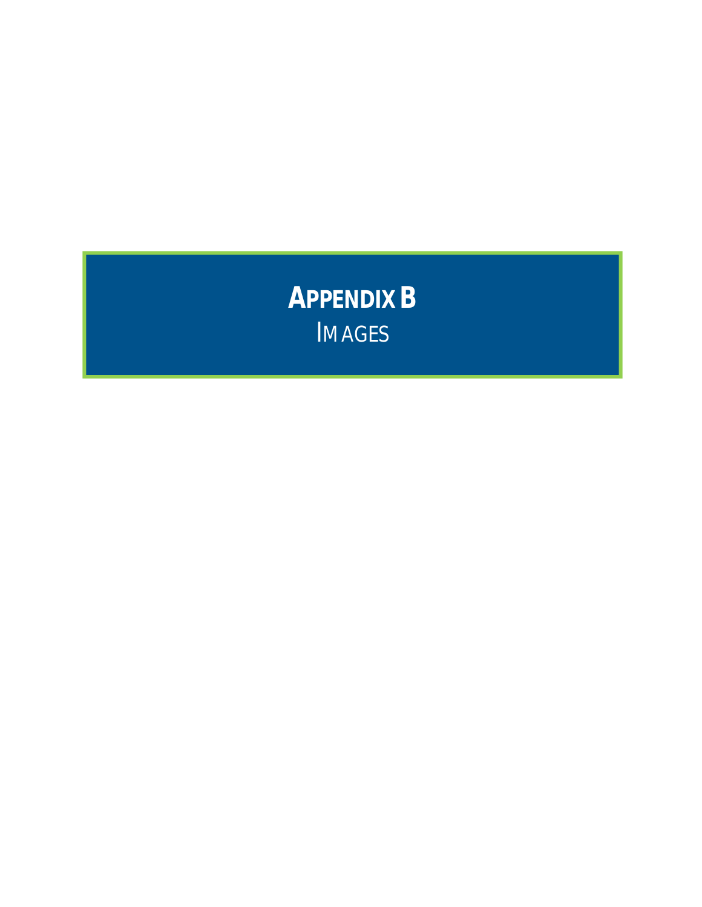# APPENDIX B

IMAGES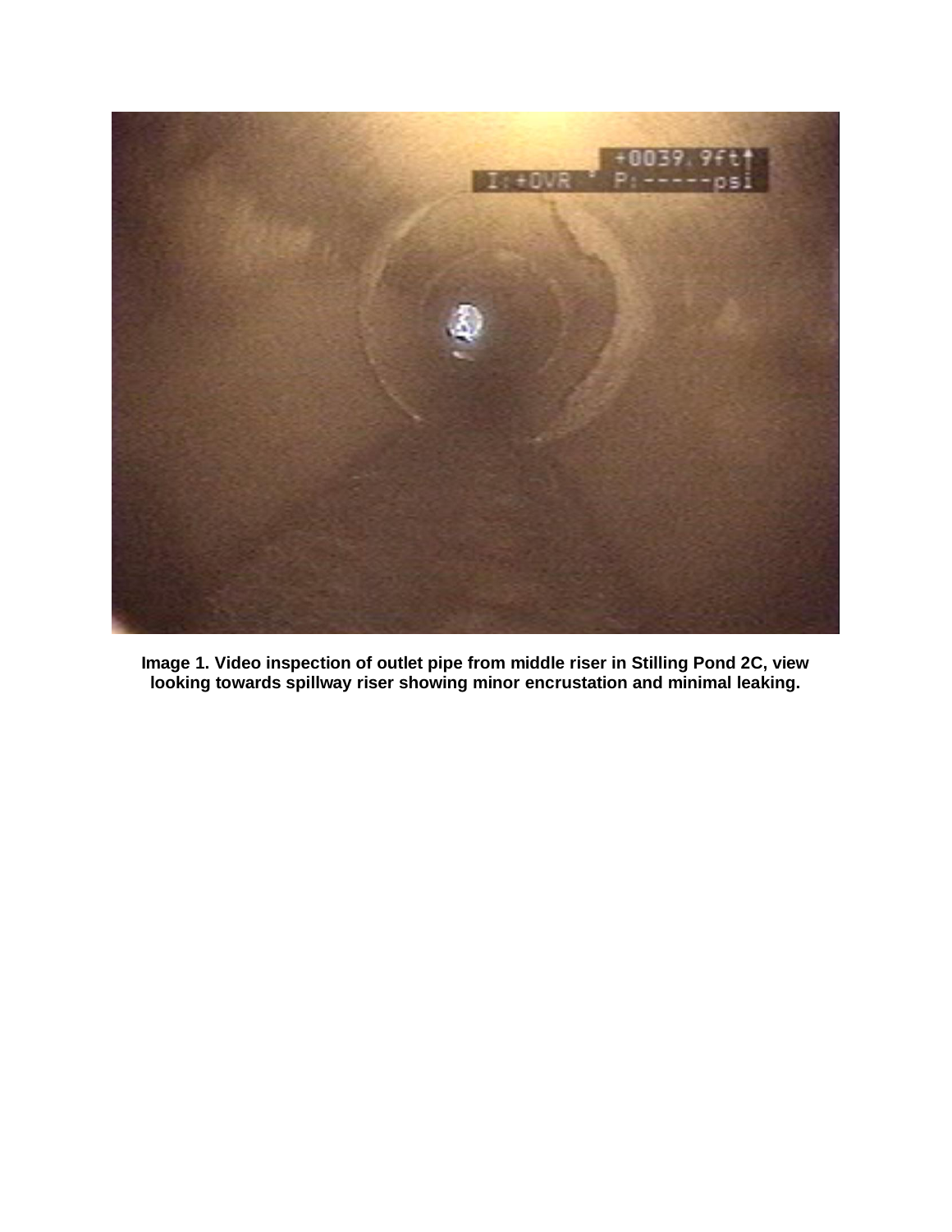**Image 1. Video inspection of outlet pipe from middle riser in Stilling Pond 2C, view looking towards spillway riser showing minor encrustation and minimal leaking.**